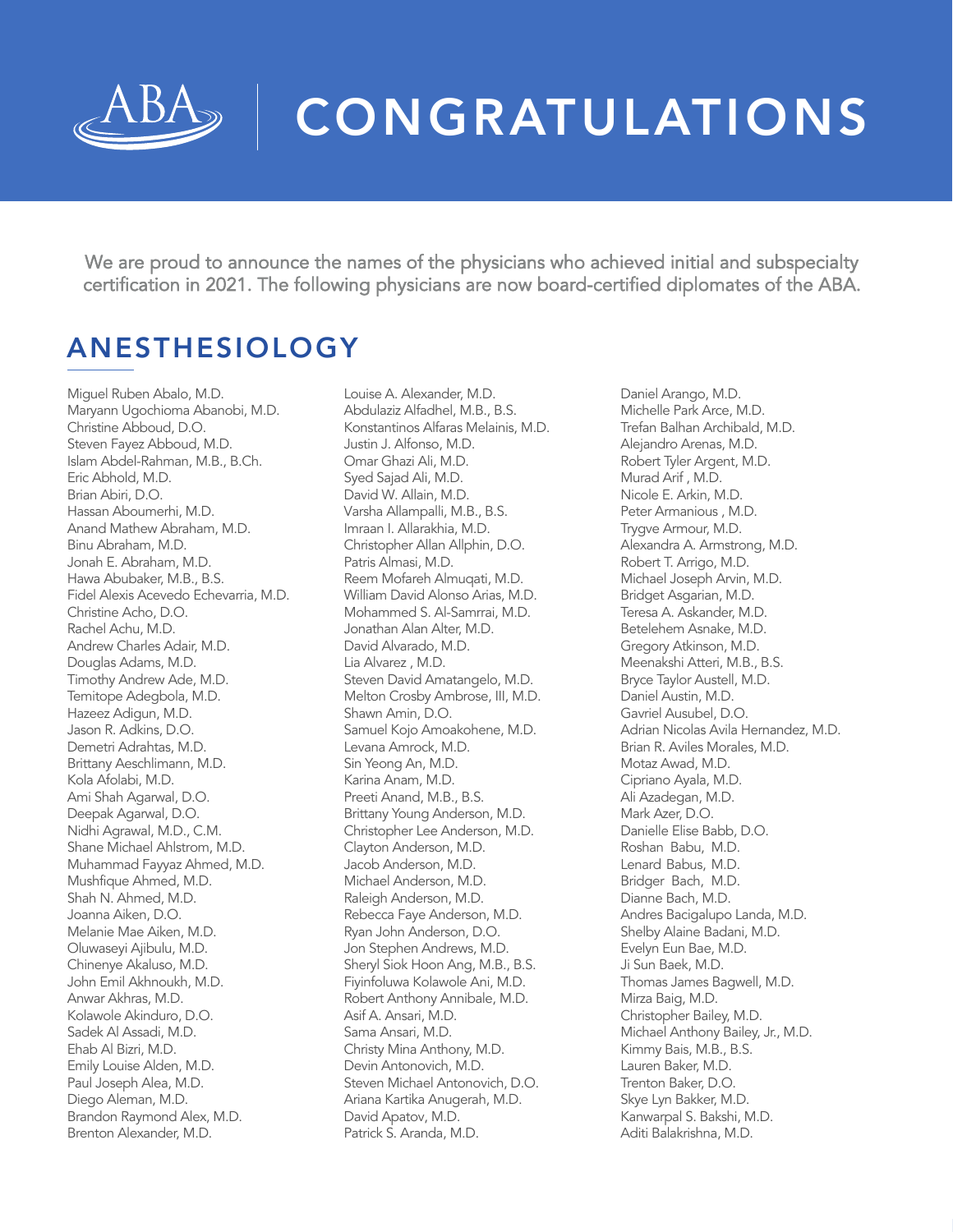ABA

# CONGRATULATIONS

We are proud to announce the names of the physicians who achieved initial and subspecialty certification in 2021. The following physicians are now board-certified diplomates of the ABA.

## ANESTHESIOLOGY

Miguel Ruben Abalo, M.D.
Maryann Ugochioma Abanobi, M.D.
Christine Abboud, D.O.
Steven Fayez Abboud, M.D.
Islam Abdel-Rahman, M.B., B.Ch.
Eric Abhold, M.D.
Brian Abiri, D.O.
Hassan Aboumerhi, M.D.
Anand Mathew Abraham, M.D.
Binu Abraham, M.D.
Jonah E. Abraham, M.D.
Hawa Abubaker, M.B., B.S.
Fidel Alexis Acevedo Echevarria, M.D.
Christine Acho, D.O.
Rachel Achu, M.D.
Andrew Charles Adair, M.D.
Douglas Adams, M.D.
Timothy Andrew Ade, M.D.
Temitope Adegbola, M.D.
Hazeez Adigun, M.D.
Jason R. Adkins, D.O.
Demetri Adrahtas, M.D.
Brittany Aeschlimann, M.D.
Kola Afolabi, M.D.
Ami Shah Agarwal, D.O.
Deepak Agarwal, D.O.
Nidhi Agrawal, M.D., C.M.
Shane Michael Ahlstrom, M.D.
Muhammad Fayyaz Ahmed, M.D.
Mushfique Ahmed, M.D.
Shah N. Ahmed, M.D.
Joanna Aiken, D.O.
Melanie Mae Aiken, M.D.
Oluwaseyi Ajibulu, M.D.
Chinenye Akaluso, M.D.
John Emil Akhnoukh, M.D.
Anwar Akhras, M.D.
Kolawole Akinduro, D.O.
Sadek Al Assadi, M.D.
Ehab Al Bizri, M.D.
Emily Louise Alden, M.D.
Paul Joseph Alea, M.D.
Diego Aleman, M.D.
Brandon Raymond Alex, M.D.
Brenton Alexander, M.D.
Louise A. Alexander, M.D.
Abdulaziz Alfadhel, M.B., B.S.
Konstantinos Alfaras Melainis, M.D.
Justin J. Alfonso, M.D.
Omar Ghazi Ali, M.D.
Syed Sajad Ali, M.D.
David W. Allain, M.D.
Varsha Allampalli, M.B., B.S.
Imraan I. Allarakhia, M.D.
Christopher Allan Allphin, D.O.
Patris Almasi, M.D.
Reem Mofareh Almuqati, M.D.
William David Alonso Arias, M.D.
Mohammed S. Al-Samrrai, M.D.
Jonathan Alan Alter, M.D.
David Alvarado, M.D.
Lia Alvarez , M.D.
Steven David Amatangelo, M.D.
Melton Crosby Ambrose, III, M.D.
Shawn Amin, D.O.
Samuel Kojo Amoakohene, M.D.
Levana Amrock, M.D.
Sin Yeong An, M.D.
Karina Anam, M.D.
Preeti Anand, M.B., B.S.
Brittany Young Anderson, M.D.
Christopher Lee Anderson, M.D.
Clayton Anderson, M.D.
Jacob Anderson, M.D.
Michael Anderson, M.D.
Raleigh Anderson, M.D.
Rebecca Faye Anderson, M.D.
Ryan John Anderson, D.O.
Jon Stephen Andrews, M.D.
Sheryl Siok Hoon Ang, M.B., B.S.
Fiyinfoluwa Kolawole Ani, M.D.
Robert Anthony Annibale, M.D.
Asif A. Ansari, M.D.
Sama Ansari, M.D.
Christy Mina Anthony, M.D.
Devin Antonovich, M.D.
Steven Michael Antonovich, D.O.
Ariana Kartika Anugerah, M.D.
David Apatov, M.D.
Patrick S. Aranda, M.D.
Daniel Arango, M.D.
Michelle Park Arce, M.D.
Trefan Balhan Archibald, M.D.
Alejandro Arenas, M.D.
Robert Tyler Argent, M.D.
Murad Arif , M.D.
Nicole E. Arkin, M.D.
Peter Armanious , M.D.
Trygve Armour, M.D.
Alexandra A. Armstrong, M.D.
Robert T. Arrigo, M.D.
Michael Joseph Arvin, M.D.
Bridget Asgarian, M.D.
Teresa A. Askander, M.D.
Betelehem Asnake, M.D.
Gregory Atkinson, M.D.
Meenakshi Atteri, M.B., B.S.
Bryce Taylor Austell, M.D.
Daniel Austin, M.D.
Gavriel Ausubel, D.O.
Adrian Nicolas Avila Hernandez, M.D.
Brian R. Aviles Morales, M.D.
Motaz Awad, M.D.
Cipriano Ayala, M.D.
Ali Azadegan, M.D.
Mark Azer, D.O.
Danielle Elise Babb, D.O.
Roshan Babu, M.D.
Lenard Babus, M.D.
Bridger Bach, M.D.
Dianne Bach, M.D.
Andres Bacigalupo Landa, M.D.
Shelby Alaine Badani, M.D.
Evelyn Eun Bae, M.D.
Ji Sun Baek, M.D.
Thomas James Bagwell, M.D.
Mirza Baig, M.D.
Christopher Bailey, M.D.
Michael Anthony Bailey, Jr., M.D.
Kimmy Bais, M.B., B.S.
Lauren Baker, M.D.
Trenton Baker, D.O.
Skye Lyn Bakker, M.D.
Kanwarpal S. Bakshi, M.D.
Aditi Balakrishna, M.D.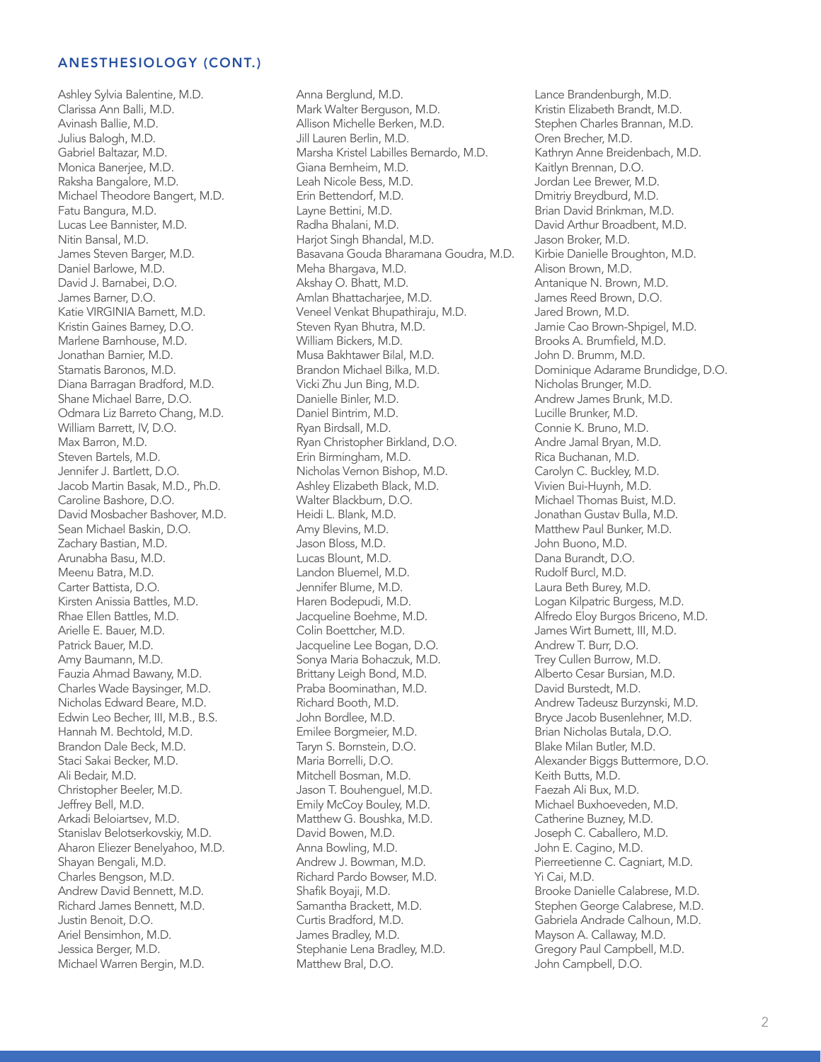## ANESTHESIOLOGY (CONT.)

Ashley Sylvia Balentine, M.D.
Clarissa Ann Balli, M.D.
Avinash Ballie, M.D.
Julius Balogh, M.D.
Gabriel Baltazar, M.D.
Monica Banerjee, M.D.
Raksha Bangalore, M.D.
Michael Theodore Bangert, M.D.
Fatu Bangura, M.D.
Lucas Lee Bannister, M.D.
Nitin Bansal, M.D.
James Steven Barger, M.D.
Daniel Barlowe, M.D.
David J. Barnabei, D.O.
James Barner, D.O.
Katie VIRGINIA Barnett, M.D.
Kristin Gaines Barney, D.O.
Marlene Barnhouse, M.D.
Jonathan Barnier, M.D.
Stamatis Baronos, M.D.
Diana Barragan Bradford, M.D.
Shane Michael Barre, D.O.
Odmara Liz Barreto Chang, M.D.
William Barrett, IV, D.O.
Max Barron, M.D.
Steven Bartels, M.D.
Jennifer J. Bartlett, D.O.
Jacob Martin Basak, M.D., Ph.D.
Caroline Bashore, D.O.
David Mosbacher Bashover, M.D.
Sean Michael Baskin, D.O.
Zachary Bastian, M.D.
Arunabha Basu, M.D.
Meenu Batra, M.D.
Carter Battista, D.O.
Kirsten Anissia Battles, M.D.
Rhae Ellen Battles, M.D.
Arielle E. Bauer, M.D.
Patrick Bauer, M.D.
Amy Baumann, M.D.
Fauzia Ahmad Bawany, M.D.
Charles Wade Baysinger, M.D.
Nicholas Edward Beare, M.D.
Edwin Leo Becher, III, M.B., B.S.
Hannah M. Bechtold, M.D.
Brandon Dale Beck, M.D.
Staci Sakai Becker, M.D.
Ali Bedair, M.D.
Christopher Beeler, M.D.
Jeffrey Bell, M.D.
Arkadi Beloiartsev, M.D.
Stanislav Belotserkovskiy, M.D.
Aharon Eliezer Benelyahoo, M.D.
Shayan Bengali, M.D.
Charles Bengson, M.D.
Andrew David Bennett, M.D.
Richard James Bennett, M.D.
Justin Benoit, D.O.
Ariel Bensimhon, M.D.
Jessica Berger, M.D.
Michael Warren Bergin, M.D.
Anna Berglund, M.D.
Mark Walter Berguson, M.D.
Allison Michelle Berken, M.D.
Jill Lauren Berlin, M.D.
Marsha Kristel Labilles Bernardo, M.D.
Giana Bernheim, M.D.
Leah Nicole Bess, M.D.
Erin Bettendorf, M.D.
Layne Bettini, M.D.
Radha Bhalani, M.D.
Harjot Singh Bhandal, M.D.
Basavana Gouda Bharamana Goudra, M.D.
Meha Bhargava, M.D.
Akshay O. Bhatt, M.D.
Amlan Bhattacharjee, M.D.
Veneel Venkat Bhupathiraju, M.D.
Steven Ryan Bhutra, M.D.
William Bickers, M.D.
Musa Bakhtawer Bilal, M.D.
Brandon Michael Bilka, M.D.
Vicki Zhu Jun Bing, M.D.
Danielle Binler, M.D.
Daniel Bintrim, M.D.
Ryan Birdsall, M.D.
Ryan Christopher Birkland, D.O.
Erin Birmingham, M.D.
Nicholas Vernon Bishop, M.D.
Ashley Elizabeth Black, M.D.
Walter Blackburn, D.O.
Heidi L. Blank, M.D.
Amy Blevins, M.D.
Jason Bloss, M.D.
Lucas Blount, M.D.
Landon Bluemel, M.D.
Jennifer Blume, M.D.
Haren Bodepudi, M.D.
Jacqueline Boehme, M.D.
Colin Boettcher, M.D.
Jacqueline Lee Bogan, D.O.
Sonya Maria Bohaczuk, M.D.
Brittany Leigh Bond, M.D.
Praba Boominathan, M.D.
Richard Booth, M.D.
John Bordlee, M.D.
Emilee Borgmeier, M.D.
Taryn S. Bornstein, D.O.
Maria Borrelli, D.O.
Mitchell Bosman, M.D.
Jason T. Bouhenguel, M.D.
Emily McCoy Bouley, M.D.
Matthew G. Boushka, M.D.
David Bowen, M.D.
Anna Bowling, M.D.
Andrew J. Bowman, M.D.
Richard Pardo Bowser, M.D.
Shafik Boyaji, M.D.
Samantha Brackett, M.D.
Curtis Bradford, M.D.
James Bradley, M.D.
Stephanie Lena Bradley, M.D.
Matthew Bral, D.O.
Lance Brandenburgh, M.D.
Kristin Elizabeth Brandt, M.D.
Stephen Charles Brannan, M.D.
Oren Brecher, M.D.
Kathryn Anne Breidenbach, M.D.
Kaitlyn Brennan, D.O.
Jordan Lee Brewer, M.D.
Dmitriy Breydburd, M.D.
Brian David Brinkman, M.D.
David Arthur Broadbent, M.D.
Jason Broker, M.D.
Kirbie Danielle Broughton, M.D.
Alison Brown, M.D.
Antanique N. Brown, M.D.
James Reed Brown, D.O.
Jared Brown, M.D.
Jamie Cao Brown-Shpigel, M.D.
Brooks A. Brumfield, M.D.
John D. Brumm, M.D.
Dominique Adarame Brundidge, D.O.
Nicholas Brunger, M.D.
Andrew James Brunk, M.D.
Lucille Brunker, M.D.
Connie K. Bruno, M.D.
Andre Jamal Bryan, M.D.
Rica Buchanan, M.D.
Carolyn C. Buckley, M.D.
Vivien Bui-Huynh, M.D.
Michael Thomas Buist, M.D.
Jonathan Gustav Bulla, M.D.
Matthew Paul Bunker, M.D.
John Buono, M.D.
Dana Burandt, D.O.
Rudolf Burcl, M.D.
Laura Beth Burey, M.D.
Logan Kilpatric Burgess, M.D.
Alfredo Eloy Burgos Briceno, M.D.
James Wirt Burnett, III, M.D.
Andrew T. Burr, D.O.
Trey Cullen Burrow, M.D.
Alberto Cesar Bursian, M.D.
David Burstedt, M.D.
Andrew Tadeusz Burzynski, M.D.
Bryce Jacob Busenlehner, M.D.
Brian Nicholas Butala, D.O.
Blake Milan Butler, M.D.
Alexander Biggs Buttermore, D.O.
Keith Butts, M.D.
Faezah Ali Bux, M.D.
Michael Buxhoeveden, M.D.
Catherine Buzney, M.D.
Joseph C. Caballero, M.D.
John E. Cagino, M.D.
Pierreetienne C. Cagniart, M.D.
Yi Cai, M.D.
Brooke Danielle Calabrese, M.D.
Stephen George Calabrese, M.D.
Gabriela Andrade Calhoun, M.D.
Mayson A. Callaway, M.D.
Gregory Paul Campbell, M.D.
John Campbell, D.O.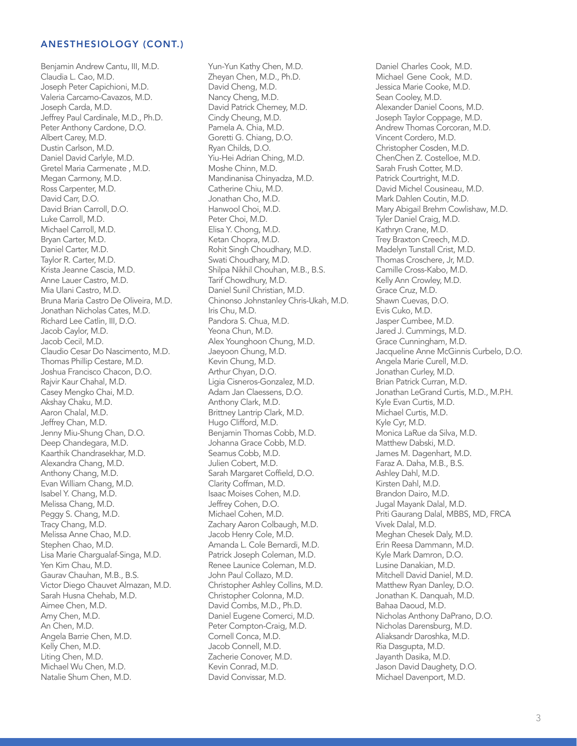## ANESTHESIOLOGY (CONT.)

Benjamin Andrew Cantu, III, M.D.
Claudia L. Cao, M.D.
Joseph Peter Capichioni, M.D.
Valeria Carcamo-Cavazos, M.D.
Joseph Carda, M.D.
Jeffrey Paul Cardinale, M.D., Ph.D.
Peter Anthony Cardone, D.O.
Albert Carey, M.D.
Dustin Carlson, M.D.
Daniel David Carlyle, M.D.
Gretel Maria Carmenate , M.D.
Megan Carmony, M.D.
Ross Carpenter, M.D.
David Carr, D.O.
David Brian Carroll, D.O.
Luke Carroll, M.D.
Michael Carroll, M.D.
Bryan Carter, M.D.
Daniel Carter, M.D.
Taylor R. Carter, M.D.
Krista Jeanne Cascia, M.D.
Anne Lauer Castro, M.D.
Mia Ulani Castro, M.D.
Bruna Maria Castro De Oliveira, M.D.
Jonathan Nicholas Cates, M.D.
Richard Lee Catlin, III, D.O.
Jacob Caylor, M.D.
Jacob Cecil, M.D.
Claudio Cesar Do Nascimento, M.D.
Thomas Phillip Cestare, M.D.
Joshua Francisco Chacon, D.O.
Rajvir Kaur Chahal, M.D.
Casey Mengko Chai, M.D.
Akshay Chaku, M.D.
Aaron Chalal, M.D.
Jeffrey Chan, M.D.
Jenny Miu-Shung Chan, D.O.
Deep Chandegara, M.D.
Kaarthik Chandrasekhar, M.D.
Alexandra Chang, M.D.
Anthony Chang, M.D.
Evan William Chang, M.D.
Isabel Y. Chang, M.D.
Melissa Chang, M.D.
Peggy S. Chang, M.D.
Tracy Chang, M.D.
Melissa Anne Chao, M.D.
Stephen Chao, M.D.
Lisa Marie Chargualaf-Singa, M.D.
Yen Kim Chau, M.D.
Gaurav Chauhan, M.B., B.S.
Victor Diego Chauvet Almazan, M.D.
Sarah Husna Chehab, M.D.
Aimee Chen, M.D.
Amy Chen, M.D.
An Chen, M.D.
Angela Barrie Chen, M.D.
Kelly Chen, M.D.
Liting Chen, M.D.
Michael Wu Chen, M.D.
Natalie Shum Chen, M.D.
Yun-Yun Kathy Chen, M.D.
Zheyan Chen, M.D., Ph.D.
David Cheng, M.D.
Nancy Cheng, M.D.
David Patrick Cherney, M.D.
Cindy Cheung, M.D.
Pamela A. Chia, M.D.
Goretti G. Chiang, D.O.
Ryan Childs, D.O.
Yiu-Hei Adrian Ching, M.D.
Moshe Chinn, M.D.
Mandinanisa Chinyadza, M.D.
Catherine Chiu, M.D.
Jonathan Cho, M.D.
Hanwool Choi, M.D.
Peter Choi, M.D.
Elisa Y. Chong, M.D.
Ketan Chopra, M.D.
Rohit Singh Choudhary, M.D.
Swati Choudhary, M.D.
Shilpa Nikhil Chouhan, M.B., B.S.
Tarif Chowdhury, M.D.
Daniel Sunil Christian, M.D.
Chinonso Johnstanley Chris-Ukah, M.D.
Iris Chu, M.D.
Pandora S. Chua, M.D.
Yeona Chun, M.D.
Alex Younghoon Chung, M.D.
Jaeyoon Chung, M.D.
Kevin Chung, M.D.
Arthur Chyan, D.O.
Ligia Cisneros-Gonzalez, M.D.
Adam Jan Claessens, D.O.
Anthony Clark, M.D.
Brittney Lantrip Clark, M.D.
Hugo Clifford, M.D.
Benjamin Thomas Cobb, M.D.
Johanna Grace Cobb, M.D.
Seamus Cobb, M.D.
Julien Cobert, M.D.
Sarah Margaret Coffield, D.O.
Clarity Coffman, M.D.
Isaac Moises Cohen, M.D.
Jeffrey Cohen, D.O.
Michael Cohen, M.D.
Zachary Aaron Colbaugh, M.D.
Jacob Henry Cole, M.D.
Amanda L. Cole Bernardi, M.D.
Patrick Joseph Coleman, M.D.
Renee Launice Coleman, M.D.
John Paul Collazo, M.D.
Christopher Ashley Collins, M.D.
Christopher Colonna, M.D.
David Combs, M.D., Ph.D.
Daniel Eugene Comerci, M.D.
Peter Compton-Craig, M.D.
Cornell Conca, M.D.
Jacob Connell, M.D.
Zacherie Conover, M.D.
Kevin Conrad, M.D.
David Convissar, M.D.
Daniel Charles Cook, M.D.
Michael Gene Cook, M.D.
Jessica Marie Cooke, M.D.
Sean Cooley, M.D.
Alexander Daniel Coons, M.D.
Joseph Taylor Coppage, M.D.
Andrew Thomas Corcoran, M.D.
Vincent Cordero, M.D.
Christopher Cosden, M.D.
ChenChen Z. Costelloe, M.D.
Sarah Frush Cotter, M.D.
Patrick Courtright, M.D.
David Michel Cousineau, M.D.
Mark Dahlen Coutin, M.D.
Mary Abigail Brehm Cowlishaw, M.D.
Tyler Daniel Craig, M.D.
Kathryn Crane, M.D.
Trey Braxton Creech, M.D.
Madelyn Tunstall Crist, M.D.
Thomas Croschere, Jr, M.D.
Camille Cross-Kabo, M.D.
Kelly Ann Crowley, M.D.
Grace Cruz, M.D.
Shawn Cuevas, D.O.
Evis Cuko, M.D.
Jasper Cumbee, M.D.
Jared J. Cummings, M.D.
Grace Cunningham, M.D.
Jacqueline Anne McGinnis Curbelo, D.O.
Angela Marie Curell, M.D.
Jonathan Curley, M.D.
Brian Patrick Curran, M.D.
Jonathan LeGrand Curtis, M.D., M.P.H.
Kyle Evan Curtis, M.D.
Michael Curtis, M.D.
Kyle Cyr, M.D.
Monica LaRue da Silva, M.D.
Matthew Dabski, M.D.
James M. Dagenhart, M.D.
Faraz A. Daha, M.B., B.S.
Ashley Dahl, M.D.
Kirsten Dahl, M.D.
Brandon Dairo, M.D.
Jugal Mayank Dalal, M.D.
Priti Gaurang Dalal, MBBS, MD, FRCA
Vivek Dalal, M.D.
Meghan Chesek Daly, M.D.
Erin Reesa Dammann, M.D.
Kyle Mark Damron, D.O.
Lusine Danakian, M.D.
Mitchell David Daniel, M.D.
Matthew Ryan Danley, D.O.
Jonathan K. Danquah, M.D.
Bahaa Daoud, M.D.
Nicholas Anthony DaPrano, D.O.
Nicholas Darensburg, M.D.
Aliaksandr Daroshka, M.D.
Ria Dasgupta, M.D.
Jayanth Dasika, M.D.
Jason David Daughety, D.O.
Michael Davenport, M.D.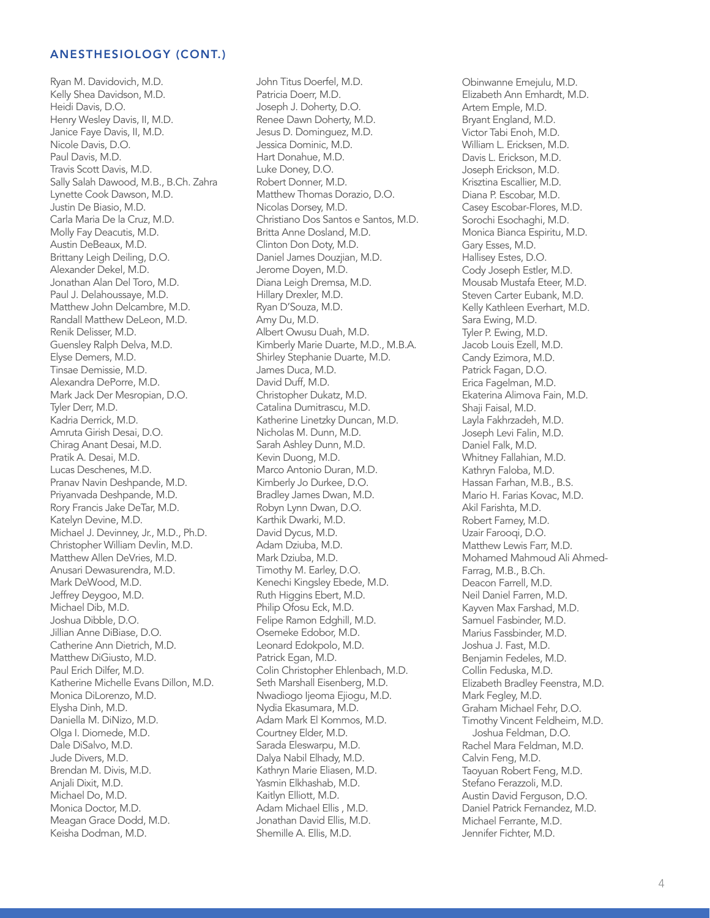## ANESTHESIOLOGY (CONT.)

Ryan M. Davidovich, M.D.
Kelly Shea Davidson, M.D.
Heidi Davis, D.O.
Henry Wesley Davis, II, M.D.
Janice Faye Davis, II, M.D.
Nicole Davis, D.O.
Paul Davis, M.D.
Travis Scott Davis, M.D.
Sally Salah Dawood, M.B., B.Ch. Zahra
Lynette Cook Dawson, M.D.
Justin De Biasio, M.D.
Carla Maria De la Cruz, M.D.
Molly Fay Deacutis, M.D.
Austin DeBeaux, M.D.
Brittany Leigh Deiling, D.O.
Alexander Dekel, M.D.
Jonathan Alan Del Toro, M.D.
Paul J. Delahoussaye, M.D.
Matthew John Delcambre, M.D.
Randall Matthew DeLeon, M.D.
Renik Delisser, M.D.
Guensley Ralph Delva, M.D.
Elyse Demers, M.D.
Tinsae Demissie, M.D.
Alexandra DePorre, M.D.
Mark Jack Der Mesropian, D.O.
Tyler Derr, M.D.
Kadria Derrick, M.D.
Amruta Girish Desai, D.O.
Chirag Anant Desai, M.D.
Pratik A. Desai, M.D.
Lucas Deschenes, M.D.
Pranav Navin Deshpande, M.D.
Priyanvada Deshpande, M.D.
Rory Francis Jake DeTar, M.D.
Katelyn Devine, M.D.
Michael J. Devinney, Jr., M.D., Ph.D.
Christopher William Devlin, M.D.
Matthew Allen DeVries, M.D.
Anusari Dewasurendra, M.D.
Mark DeWood, M.D.
Jeffrey Deygoo, M.D.
Michael Dib, M.D.
Joshua Dibble, D.O.
Jillian Anne DiBiase, D.O.
Catherine Ann Dietrich, M.D.
Matthew DiGiusto, M.D.
Paul Erich Dilfer, M.D.
Katherine Michelle Evans Dillon, M.D.
Monica DiLorenzo, M.D.
Elysha Dinh, M.D.
Daniella M. DiNizo, M.D.
Olga I. Diomede, M.D.
Dale DiSalvo, M.D.
Jude Divers, M.D.
Brendan M. Divis, M.D.
Anjali Dixit, M.D.
Michael Do, M.D.
Monica Doctor, M.D.
Meagan Grace Dodd, M.D.
Keisha Dodman, M.D.
John Titus Doerfel, M.D.
Patricia Doerr, M.D.
Joseph J. Doherty, D.O.
Renee Dawn Doherty, M.D.
Jesus D. Dominguez, M.D.
Jessica Dominic, M.D.
Hart Donahue, M.D.
Luke Doney, D.O.
Robert Donner, M.D.
Matthew Thomas Dorazio, D.O.
Nicolas Dorsey, M.D.
Christiano Dos Santos e Santos, M.D.
Britta Anne Dosland, M.D.
Clinton Don Doty, M.D.
Daniel James Douzjian, M.D.
Jerome Doyen, M.D.
Diana Leigh Dremsa, M.D.
Hillary Drexler, M.D.
Ryan D'Souza, M.D.
Amy Du, M.D.
Albert Owusu Duah, M.D.
Kimberly Marie Duarte, M.D., M.B.A.
Shirley Stephanie Duarte, M.D.
James Duca, M.D.
David Duff, M.D.
Christopher Dukatz, M.D.
Catalina Dumitrascu, M.D.
Katherine Linetzky Duncan, M.D.
Nicholas M. Dunn, M.D.
Sarah Ashley Dunn, M.D.
Kevin Duong, M.D.
Marco Antonio Duran, M.D.
Kimberly Jo Durkee, D.O.
Bradley James Dwan, M.D.
Robyn Lynn Dwan, D.O.
Karthik Dwarki, M.D.
David Dycus, M.D.
Adam Dziuba, M.D.
Mark Dziuba, M.D.
Timothy M. Earley, D.O.
Kenechi Kingsley Ebede, M.D.
Ruth Higgins Ebert, M.D.
Philip Ofosu Eck, M.D.
Felipe Ramon Edghill, M.D.
Osemeke Edobor, M.D.
Leonard Edokpolo, M.D.
Patrick Egan, M.D.
Colin Christopher Ehlenbach, M.D.
Seth Marshall Eisenberg, M.D.
Nwadiogo Ijeoma Ejiogu, M.D.
Nydia Ekasumara, M.D.
Adam Mark El Kommos, M.D.
Courtney Elder, M.D.
Sarada Eleswarpu, M.D.
Dalya Nabil Elhady, M.D.
Kathryn Marie Eliasen, M.D.
Yasmin Elkhashab, M.D.
Kaitlyn Elliott, M.D.
Adam Michael Ellis , M.D.
Jonathan David Ellis, M.D.
Shemille A. Ellis, M.D.
Obinwanne Emejulu, M.D.
Elizabeth Ann Emhardt, M.D.
Artem Emple, M.D.
Bryant England, M.D.
Victor Tabi Enoh, M.D.
William L. Ericksen, M.D.
Davis L. Erickson, M.D.
Joseph Erickson, M.D.
Krisztina Escallier, M.D.
Diana P. Escobar, M.D.
Casey Escobar-Flores, M.D.
Sorochi Esochaghi, M.D.
Monica Bianca Espiritu, M.D.
Gary Esses, M.D.
Hallisey Estes, D.O.
Cody Joseph Estler, M.D.
Mousab Mustafa Eteer, M.D.
Steven Carter Eubank, M.D.
Kelly Kathleen Everhart, M.D.
Sara Ewing, M.D.
Tyler P. Ewing, M.D.
Jacob Louis Ezell, M.D.
Candy Ezimora, M.D.
Patrick Fagan, D.O.
Erica Fagelman, M.D.
Ekaterina Alimova Fain, M.D.
Shaji Faisal, M.D.
Layla Fakhrzadeh, M.D.
Joseph Levi Falin, M.D.
Daniel Falk, M.D.
Whitney Fallahian, M.D.
Kathryn Faloba, M.D.
Hassan Farhan, M.B., B.S.
Mario H. Farias Kovac, M.D.
Akil Farishta, M.D.
Robert Farney, M.D.
Uzair Farooqi, D.O.
Matthew Lewis Farr, M.D.
Mohamed Mahmoud Ali Ahmed-Farrag, M.B., B.Ch.
Deacon Farrell, M.D.
Neil Daniel Farren, M.D.
Kayven Max Farshad, M.D.
Samuel Fasbinder, M.D.
Marius Fassbinder, M.D.
Joshua J. Fast, M.D.
Benjamin Fedeles, M.D.
Collin Feduska, M.D.
Elizabeth Bradley Feenstra, M.D.
Mark Fegley, M.D.
Graham Michael Fehr, D.O.
Timothy Vincent Feldheim, M.D.
Joshua Feldman, D.O.
Rachel Mara Feldman, M.D.
Calvin Feng, M.D.
Taoyuan Robert Feng, M.D.
Stefano Ferazzoli, M.D.
Austin David Ferguson, D.O.
Daniel Patrick Fernandez, M.D.
Michael Ferrante, M.D.
Jennifer Fichter, M.D.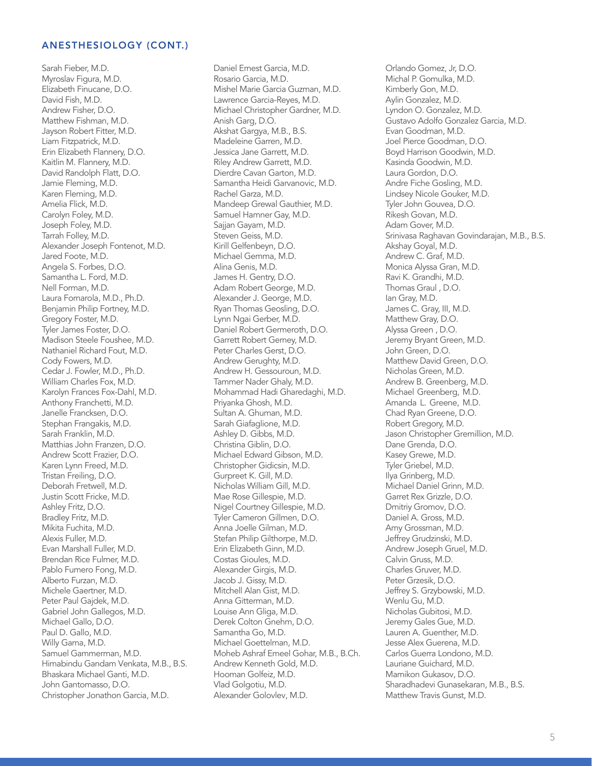## ANESTHESIOLOGY (CONT.)

Sarah Fieber, M.D.
Myroslav Figura, M.D.
Elizabeth Finucane, D.O.
David Fish, M.D.
Andrew Fisher, D.O.
Matthew Fishman, M.D.
Jayson Robert Fitter, M.D.
Liam Fitzpatrick, M.D.
Erin Elizabeth Flannery, D.O.
Kaitlin M. Flannery, M.D.
David Randolph Flatt, D.O.
Jamie Fleming, M.D.
Karen Fleming, M.D.
Amelia Flick, M.D.
Carolyn Foley, M.D.
Joseph Foley, M.D.
Tarrah Folley, M.D.
Alexander Joseph Fontenot, M.D.
Jared Foote, M.D.
Angela S. Forbes, D.O.
Samantha L. Ford, M.D.
Nell Forman, M.D.
Laura Fornarola, M.D., Ph.D.
Benjamin Philip Fortney, M.D.
Gregory Foster, M.D.
Tyler James Foster, D.O.
Madison Steele Foushee, M.D.
Nathaniel Richard Fout, M.D.
Cody Fowers, M.D.
Cedar J. Fowler, M.D., Ph.D.
William Charles Fox, M.D.
Karolyn Frances Fox-Dahl, M.D.
Anthony Franchetti, M.D.
Janelle Francksen, D.O.
Stephan Frangakis, M.D.
Sarah Franklin, M.D.
Matthias John Franzen, D.O.
Andrew Scott Frazier, D.O.
Karen Lynn Freed, M.D.
Tristan Freiling, D.O.
Deborah Fretwell, M.D.
Justin Scott Fricke, M.D.
Ashley Fritz, D.O.
Bradley Fritz, M.D.
Mikita Fuchita, M.D.
Alexis Fuller, M.D.
Evan Marshall Fuller, M.D.
Brendan Rice Fulmer, M.D.
Pablo Fumero Fong, M.D.
Alberto Furzan, M.D.
Michele Gaertner, M.D.
Peter Paul Gajdek, M.D.
Gabriel John Gallegos, M.D.
Michael Gallo, D.O.
Paul D. Gallo, M.D.
Willy Gama, M.D.
Samuel Gammerman, M.D.
Himabindu Gandam Venkata, M.B., B.S.
Bhaskara Michael Ganti, M.D.
John Gantomasso, D.O.
Christopher Jonathon Garcia, M.D.
Daniel Ernest Garcia, M.D.
Rosario Garcia, M.D.
Mishel Marie Garcia Guzman, M.D.
Lawrence Garcia-Reyes, M.D.
Michael Christopher Gardner, M.D.
Anish Garg, D.O.
Akshat Gargya, M.B., B.S.
Madeleine Garren, M.D.
Jessica Jane Garrett, M.D.
Riley Andrew Garrett, M.D.
Dierdre Cavan Garton, M.D.
Samantha Heidi Garvanovic, M.D.
Rachel Garza, M.D.
Mandeep Grewal Gauthier, M.D.
Samuel Hamner Gay, M.D.
Sajjan Gayam, M.D.
Steven Geiss, M.D.
Kirill Gelfenbeyn, D.O.
Michael Gemma, M.D.
Alina Genis, M.D.
James H. Gentry, D.O.
Adam Robert George, M.D.
Alexander J. George, M.D.
Ryan Thomas Geosling, D.O.
Lynn Ngai Gerber, M.D.
Daniel Robert Germeroth, D.O.
Garrett Robert Gerney, M.D.
Peter Charles Gerst, D.O.
Andrew Gerughty, M.D.
Andrew H. Gessouroun, M.D.
Tammer Nader Ghaly, M.D.
Mohammad Hadi Gharedaghi, M.D.
Priyanka Ghosh, M.D.
Sultan A. Ghuman, M.D.
Sarah Giafaglione, M.D.
Ashley D. Gibbs, M.D.
Christina Giblin, D.O.
Michael Edward Gibson, M.D.
Christopher Gidicsin, M.D.
Gurpreet K. Gill, M.D.
Nicholas William Gill, M.D.
Mae Rose Gillespie, M.D.
Nigel Courtney Gillespie, M.D.
Tyler Cameron Gillmen, D.O.
Anna Joelle Gilman, M.D.
Stefan Philip Gilthorpe, M.D.
Erin Elizabeth Ginn, M.D.
Costas Gioules, M.D.
Alexander Girgis, M.D.
Jacob J. Gissy, M.D.
Mitchell Alan Gist, M.D.
Anna Gitterman, M.D.
Louise Ann Gliga, M.D.
Derek Colton Gnehm, D.O.
Samantha Go, M.D.
Michael Goettelman, M.D.
Moheb Ashraf Emeel Gohar, M.B., B.Ch.
Andrew Kenneth Gold, M.D.
Hooman Golfeiz, M.D.
Vlad Golgotiu, M.D.
Alexander Golovlev, M.D.
Orlando Gomez, Jr, D.O.
Michal P. Gomulka, M.D.
Kimberly Gon, M.D.
Aylin Gonzalez, M.D.
Lyndon O. Gonzalez, M.D.
Gustavo Adolfo Gonzalez Garcia, M.D.
Evan Goodman, M.D.
Joel Pierce Goodman, D.O.
Boyd Harrison Goodwin, M.D.
Kasinda Goodwin, M.D.
Laura Gordon, D.O.
Andre Fiche Gosling, M.D.
Lindsey Nicole Gouker, M.D.
Tyler John Gouvea, D.O.
Rikesh Govan, M.D.
Adam Gover, M.D.
Srinivasa Raghavan Govindarajan, M.B., B.S.
Akshay Goyal, M.D.
Andrew C. Graf, M.D.
Monica Alyssa Gran, M.D.
Ravi K. Grandhi, M.D.
Thomas Graul , D.O.
Ian Gray, M.D.
James C. Gray, III, M.D.
Matthew Gray, D.O.
Alyssa Green , D.O.
Jeremy Bryant Green, M.D.
John Green, D.O.
Matthew David Green, D.O.
Nicholas Green, M.D.
Andrew B. Greenberg, M.D.
Michael Greenberg, M.D.
Amanda L. Greene, M.D.
Chad Ryan Greene, D.O.
Robert Gregory, M.D.
Jason Christopher Gremillion, M.D.
Dane Grenda, D.O.
Kasey Grewe, M.D.
Tyler Griebel, M.D.
Ilya Grinberg, M.D.
Michael Daniel Grinn, M.D.
Garret Rex Grizzle, D.O.
Dmitriy Gromov, D.O.
Daniel A. Gross, M.D.
Amy Grossman, M.D.
Jeffrey Grudzinski, M.D.
Andrew Joseph Gruel, M.D.
Calvin Gruss, M.D.
Charles Gruver, M.D.
Peter Grzesik, D.O.
Jeffrey S. Grzybowski, M.D.
Wenlu Gu, M.D.
Nicholas Gubitosi, M.D.
Jeremy Gales Gue, M.D.
Lauren A. Guenther, M.D.
Jesse Alex Guerena, M.D.
Carlos Guerra Londono, M.D.
Lauriane Guichard, M.D.
Mamikon Gukasov, D.O.
Sharadhadevi Gunasekaran, M.B., B.S.
Matthew Travis Gunst, M.D.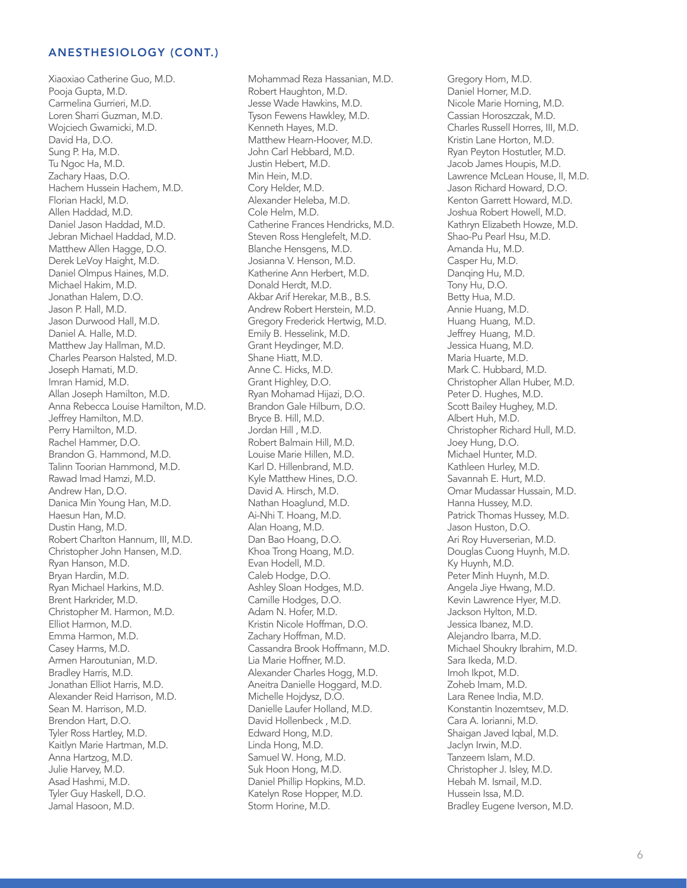## ANESTHESIOLOGY (CONT.)

Xiaoxiao Catherine Guo, M.D.
Pooja Gupta, M.D.
Carmelina Gurrieri, M.D.
Loren Sharri Guzman, M.D.
Wojciech Gwarnicki, M.D.
David Ha, D.O.
Sung P. Ha, M.D.
Tu Ngoc Ha, M.D.
Zachary Haas, D.O.
Hachem Hussein Hachem, M.D.
Florian Hackl, M.D.
Allen Haddad, M.D.
Daniel Jason Haddad, M.D.
Jebran Michael Haddad, M.D.
Matthew Allen Hagge, D.O.
Derek LeVoy Haight, M.D.
Daniel Olmpus Haines, M.D.
Michael Hakim, M.D.
Jonathan Halem, D.O.
Jason P. Hall, M.D.
Jason Durwood Hall, M.D.
Daniel A. Halle, M.D.
Matthew Jay Hallman, M.D.
Charles Pearson Halsted, M.D.
Joseph Hamati, M.D.
Imran Hamid, M.D.
Allan Joseph Hamilton, M.D.
Anna Rebecca Louise Hamilton, M.D.
Jeffrey Hamilton, M.D.
Perry Hamilton, M.D.
Rachel Hammer, D.O.
Brandon G. Hammond, M.D.
Talinn Toorian Hammond, M.D.
Rawad Imad Hamzi, M.D.
Andrew Han, D.O.
Danica Min Young Han, M.D.
Haesun Han, M.D.
Dustin Hang, M.D.
Robert Charlton Hannum, III, M.D.
Christopher John Hansen, M.D.
Ryan Hanson, M.D.
Bryan Hardin, M.D.
Ryan Michael Harkins, M.D.
Brent Harkrider, M.D.
Christopher M. Harmon, M.D.
Elliot Harmon, M.D.
Emma Harmon, M.D.
Casey Harms, M.D.
Armen Haroutunian, M.D.
Bradley Harris, M.D.
Jonathan Elliot Harris, M.D.
Alexander Reid Harrison, M.D.
Sean M. Harrison, M.D.
Brendon Hart, D.O.
Tyler Ross Hartley, M.D.
Kaitlyn Marie Hartman, M.D.
Anna Hartzog, M.D.
Julie Harvey, M.D.
Asad Hashmi, M.D.
Tyler Guy Haskell, D.O.
Jamal Hasoon, M.D.
Mohammad Reza Hassanian, M.D.
Robert Haughton, M.D.
Jesse Wade Hawkins, M.D.
Tyson Fewens Hawkley, M.D.
Kenneth Hayes, M.D.
Matthew Hearn-Hoover, M.D.
John Carl Hebbard, M.D.
Justin Hebert, M.D.
Min Hein, M.D.
Cory Helder, M.D.
Alexander Heleba, M.D.
Cole Helm, M.D.
Catherine Frances Hendricks, M.D.
Steven Ross Henglefelt, M.D.
Blanche Hensgens, M.D.
Josianna V. Henson, M.D.
Katherine Ann Herbert, M.D.
Donald Herdt, M.D.
Akbar Arif Herekar, M.B., B.S.
Andrew Robert Herstein, M.D.
Gregory Frederick Hertwig, M.D.
Emily B. Hesselink, M.D.
Grant Heydinger, M.D.
Shane Hiatt, M.D.
Anne C. Hicks, M.D.
Grant Highley, D.O.
Ryan Mohamad Hijazi, D.O.
Brandon Gale Hilburn, D.O.
Bryce B. Hill, M.D.
Jordan Hill , M.D.
Robert Balmain Hill, M.D.
Louise Marie Hillen, M.D.
Karl D. Hillenbrand, M.D.
Kyle Matthew Hines, D.O.
David A. Hirsch, M.D.
Nathan Hoaglund, M.D.
Ai-Nhi T. Hoang, M.D.
Alan Hoang, M.D.
Dan Bao Hoang, D.O.
Khoa Trong Hoang, M.D.
Evan Hodell, M.D.
Caleb Hodge, D.O.
Ashley Sloan Hodges, M.D.
Camille Hodges, D.O.
Adam N. Hofer, M.D.
Kristin Nicole Hoffman, D.O.
Zachary Hoffman, M.D.
Cassandra Brook Hoffmann, M.D.
Lia Marie Hoffner, M.D.
Alexander Charles Hogg, M.D.
Aneitra Danielle Hoggard, M.D.
Michelle Hojdysz, D.O.
Danielle Laufer Holland, M.D.
David Hollenbeck , M.D.
Edward Hong, M.D.
Linda Hong, M.D.
Samuel W. Hong, M.D.
Suk Hoon Hong, M.D.
Daniel Phillip Hopkins, M.D.
Katelyn Rose Hopper, M.D.
Storm Horine, M.D.
Gregory Horn, M.D.
Daniel Horner, M.D.
Nicole Marie Horning, M.D.
Cassian Horoszczak, M.D.
Charles Russell Horres, III, M.D.
Kristin Lane Horton, M.D.
Ryan Peyton Hostutler, M.D.
Jacob James Houpis, M.D.
Lawrence McLean House, II, M.D.
Jason Richard Howard, D.O.
Kenton Garrett Howard, M.D.
Joshua Robert Howell, M.D.
Kathryn Elizabeth Howze, M.D.
Shao-Pu Pearl Hsu, M.D.
Amanda Hu, M.D.
Casper Hu, M.D.
Danqing Hu, M.D.
Tony Hu, D.O.
Betty Hua, M.D.
Annie Huang, M.D.
Huang Huang, M.D.
Jeffrey Huang, M.D.
Jessica Huang, M.D.
Maria Huarte, M.D.
Mark C. Hubbard, M.D.
Christopher Allan Huber, M.D.
Peter D. Hughes, M.D.
Scott Bailey Hughey, M.D.
Albert Huh, M.D.
Christopher Richard Hull, M.D.
Joey Hung, D.O.
Michael Hunter, M.D.
Kathleen Hurley, M.D.
Savannah E. Hurt, M.D.
Omar Mudassar Hussain, M.D.
Hanna Hussey, M.D.
Patrick Thomas Hussey, M.D.
Jason Huston, D.O.
Ari Roy Huverserian, M.D.
Douglas Cuong Huynh, M.D.
Ky Huynh, M.D.
Peter Minh Huynh, M.D.
Angela Jiye Hwang, M.D.
Kevin Lawrence Hyer, M.D.
Jackson Hylton, M.D.
Jessica Ibanez, M.D.
Alejandro Ibarra, M.D.
Michael Shoukry Ibrahim, M.D.
Sara Ikeda, M.D.
Imoh Ikpot, M.D.
Zoheb Imam, M.D.
Lara Renee India, M.D.
Konstantin Inozemtsev, M.D.
Cara A. Iorianni, M.D.
Shaigan Javed Iqbal, M.D.
Jaclyn Irwin, M.D.
Tanzeem Islam, M.D.
Christopher J. Isley, M.D.
Hebah M. Ismail, M.D.
Hussein Issa, M.D.
Bradley Eugene Iverson, M.D.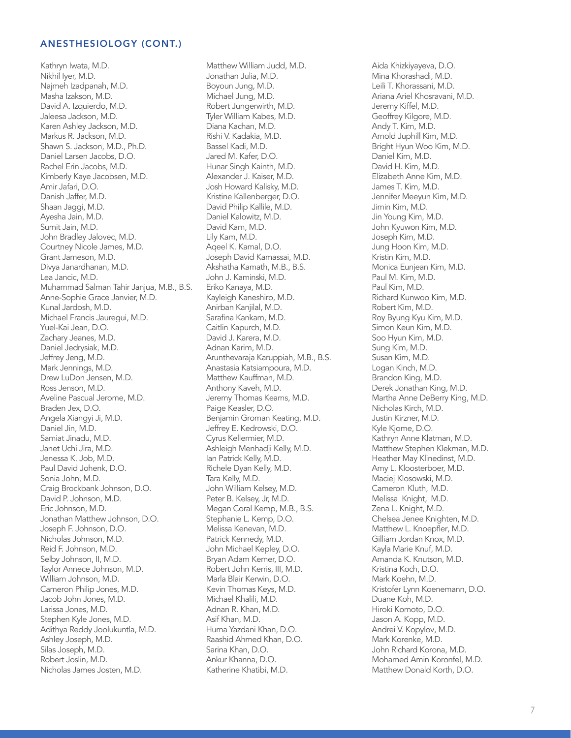## ANESTHESIOLOGY (CONT.)

Kathryn Iwata, M.D.
Nikhil Iyer, M.D.
Najmeh Izadpanah, M.D.
Masha Izakson, M.D.
David A. Izquierdo, M.D.
Jaleesa Jackson, M.D.
Karen Ashley Jackson, M.D.
Markus R. Jackson, M.D.
Shawn S. Jackson, M.D., Ph.D.
Daniel Larsen Jacobs, D.O.
Rachel Erin Jacobs, M.D.
Kimberly Kaye Jacobsen, M.D.
Amir Jafari, D.O.
Danish Jaffer, M.D.
Shaan Jaggi, M.D.
Ayesha Jain, M.D.
Sumit Jain, M.D.
John Bradley Jalovec, M.D.
Courtney Nicole James, M.D.
Grant Jameson, M.D.
Divya Janardhanan, M.D.
Lea Jancic, M.D.
Muhammad Salman Tahir Janjua, M.B., B.S.
Anne-Sophie Grace Janvier, M.D.
Kunal Jardosh, M.D.
Michael Francis Jauregui, M.D.
Yuel-Kai Jean, D.O.
Zachary Jeanes, M.D.
Daniel Jedrysiak, M.D.
Jeffrey Jeng, M.D.
Mark Jennings, M.D.
Drew LuDon Jensen, M.D.
Ross Jenson, M.D.
Aveline Pascual Jerome, M.D.
Braden Jex, D.O.
Angela Xiangyi Ji, M.D.
Daniel Jin, M.D.
Samiat Jinadu, M.D.
Janet Uchi Jira, M.D.
Jenessa K. Job, M.D.
Paul David Johenk, D.O.
Sonia John, M.D.
Craig Brockbank Johnson, D.O.
David P. Johnson, M.D.
Eric Johnson, M.D.
Jonathan Matthew Johnson, D.O.
Joseph F. Johnson, D.O.
Nicholas Johnson, M.D.
Reid F. Johnson, M.D.
Selby Johnson, II, M.D.
Taylor Annece Johnson, M.D.
William Johnson, M.D.
Cameron Philip Jones, M.D.
Jacob John Jones, M.D.
Larissa Jones, M.D.
Stephen Kyle Jones, M.D.
Adithya Reddy Joolukuntla, M.D.
Ashley Joseph, M.D.
Silas Joseph, M.D.
Robert Joslin, M.D.
Nicholas James Josten, M.D.
Matthew William Judd, M.D.
Jonathan Julia, M.D.
Boyoun Jung, M.D.
Michael Jung, M.D.
Robert Jungerwirth, M.D.
Tyler William Kabes, M.D.
Diana Kachan, M.D.
Rishi V. Kadakia, M.D.
Bassel Kadi, M.D.
Jared M. Kafer, D.O.
Hunar Singh Kainth, M.D.
Alexander J. Kaiser, M.D.
Josh Howard Kalisky, M.D.
Kristine Kallenberger, D.O.
David Philip Kallile, M.D.
Daniel Kalowitz, M.D.
David Kam, M.D.
Lily Kam, M.D.
Aqeel K. Kamal, D.O.
Joseph David Kamassai, M.D.
Akshatha Kamath, M.B., B.S.
John J. Kaminski, M.D.
Eriko Kanaya, M.D.
Kayleigh Kaneshiro, M.D.
Anirban Kanjilal, M.D.
Sarafina Kankam, M.D.
Caitlin Kapurch, M.D.
David J. Karera, M.D.
Adnan Karim, M.D.
Arunthevaraja Karuppiah, M.B., B.S.
Anastasia Katsiampoura, M.D.
Matthew Kauffman, M.D.
Anthony Kaveh, M.D.
Jeremy Thomas Kearns, M.D.
Paige Keasler, D.O.
Benjamin Groman Keating, M.D.
Jeffrey E. Kedrowski, D.O.
Cyrus Kellermier, M.D.
Ashleigh Menhadji Kelly, M.D.
Ian Patrick Kelly, M.D.
Richele Dyan Kelly, M.D.
Tara Kelly, M.D.
John William Kelsey, M.D.
Peter B. Kelsey, Jr, M.D.
Megan Coral Kemp, M.B., B.S.
Stephanie L. Kemp, D.O.
Melissa Kenevan, M.D.
Patrick Kennedy, M.D.
John Michael Kepley, D.O.
Bryan Adam Kerner, D.O.
Robert John Kerris, III, M.D.
Marla Blair Kerwin, D.O.
Kevin Thomas Keys, M.D.
Michael Khalili, M.D.
Adnan R. Khan, M.D.
Asif Khan, M.D.
Huma Yazdani Khan, D.O.
Raashid Ahmed Khan, D.O.
Sarina Khan, D.O.
Ankur Khanna, D.O.
Katherine Khatibi, M.D.
Aida Khizkiyayeva, D.O.
Mina Khorashadi, M.D.
Leili T. Khorassani, M.D.
Ariana Ariel Khosravani, M.D.
Jeremy Kiffel, M.D.
Geoffrey Kilgore, M.D.
Andy T. Kim, M.D.
Arnold Juphill Kim, M.D.
Bright Hyun Woo Kim, M.D.
Daniel Kim, M.D.
David H. Kim, M.D.
Elizabeth Anne Kim, M.D.
James T. Kim, M.D.
Jennifer Meeyun Kim, M.D.
Jimin Kim, M.D.
Jin Young Kim, M.D.
John Kyuwon Kim, M.D.
Joseph Kim, M.D.
Jung Hoon Kim, M.D.
Kristin Kim, M.D.
Monica Eunjean Kim, M.D.
Paul M. Kim, M.D.
Paul Kim, M.D.
Richard Kunwoo Kim, M.D.
Robert Kim, M.D.
Roy Byung Kyu Kim, M.D.
Simon Keun Kim, M.D.
Soo Hyun Kim, M.D.
Sung Kim, M.D.
Susan Kim, M.D.
Logan Kinch, M.D.
Brandon King, M.D.
Derek Jonathan King, M.D.
Martha Anne DeBerry King, M.D.
Nicholas Kirch, M.D.
Justin Kirzner, M.D.
Kyle Kjome, D.O.
Kathryn Anne Klatman, M.D.
Matthew Stephen Klekman, M.D.
Heather May Klinedinst, M.D.
Amy L. Kloosterboer, M.D.
Maciej Klosowski, M.D.
Cameron Kluth, M.D.
Melissa Knight, M.D.
Zena L. Knight, M.D.
Chelsea Jenee Knighten, M.D.
Matthew L. Knoepfler, M.D.
Gilliam Jordan Knox, M.D.
Kayla Marie Knuf, M.D.
Amanda K. Knutson, M.D.
Kristina Koch, D.O.
Mark Koehn, M.D.
Kristofer Lynn Koenemann, D.O.
Duane Koh, M.D.
Hiroki Komoto, D.O.
Jason A. Kopp, M.D.
Andrei V. Kopylov, M.D.
Mark Korenke, M.D.
John Richard Korona, M.D.
Mohamed Amin Koronfel, M.D.
Matthew Donald Korth, D.O.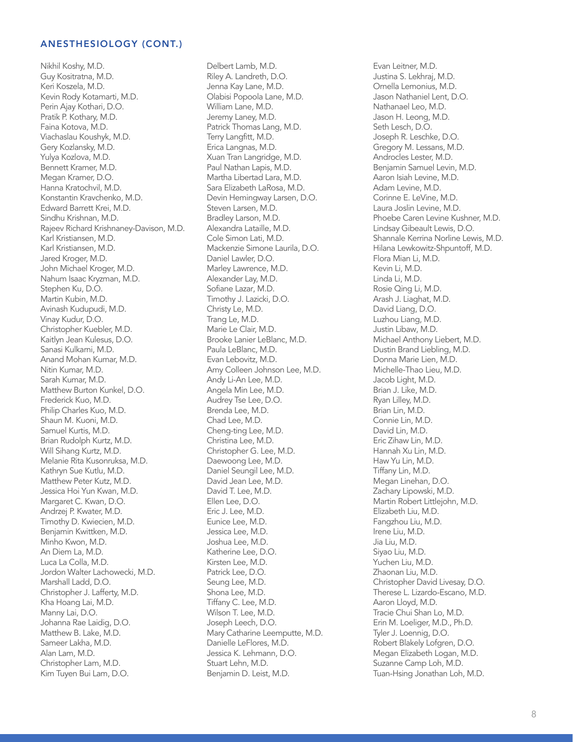## ANESTHESIOLOGY (CONT.)

Nikhil Koshy, M.D.
Guy Kositratna, M.D.
Keri Koszela, M.D.
Kevin Rody Kotamarti, M.D.
Perin Ajay Kothari, D.O.
Pratik P. Kothary, M.D.
Faina Kotova, M.D.
Viachaslau Koushyk, M.D.
Gery Kozlansky, M.D.
Yulya Kozlova, M.D.
Bennett Kramer, M.D.
Megan Kramer, D.O.
Hanna Kratochvil, M.D.
Konstantin Kravchenko, M.D.
Edward Barrett Krei, M.D.
Sindhu Krishnan, M.D.
Rajeev Richard Krishnaney-Davison, M.D.
Karl Kristiansen, M.D.
Karl Kristiansen, M.D.
Jared Kroger, M.D.
John Michael Kroger, M.D.
Nahum Isaac Kryzman, M.D.
Stephen Ku, D.O.
Martin Kubin, M.D.
Avinash Kudupudi, M.D.
Vinay Kudur, D.O.
Christopher Kuebler, M.D.
Kaitlyn Jean Kulesus, D.O.
Sanasi Kulkarni, M.D.
Anand Mohan Kumar, M.D.
Nitin Kumar, M.D.
Sarah Kumar, M.D.
Matthew Burton Kunkel, D.O.
Frederick Kuo, M.D.
Philip Charles Kuo, M.D.
Shaun M. Kuoni, M.D.
Samuel Kurtis, M.D.
Brian Rudolph Kurtz, M.D.
Will Sihang Kurtz, M.D.
Melanie Rita Kusonruksa, M.D.
Kathryn Sue Kutlu, M.D.
Matthew Peter Kutz, M.D.
Jessica Hoi Yun Kwan, M.D.
Margaret C. Kwan, D.O.
Andrzej P. Kwater, M.D.
Timothy D. Kwiecien, M.D.
Benjamin Kwittken, M.D.
Minho Kwon, M.D.
An Diem La, M.D.
Luca La Colla, M.D.
Jordon Walter Lachowecki, M.D.
Marshall Ladd, D.O.
Christopher J. Lafferty, M.D.
Kha Hoang Lai, M.D.
Manny Lai, D.O.
Johanna Rae Laidig, D.O.
Matthew B. Lake, M.D.
Sameer Lakha, M.D.
Alan Lam, M.D.
Christopher Lam, M.D.
Kim Tuyen Bui Lam, D.O.
Delbert Lamb, M.D.
Riley A. Landreth, D.O.
Jenna Kay Lane, M.D.
Olabisi Popoola Lane, M.D.
William Lane, M.D.
Jeremy Laney, M.D.
Patrick Thomas Lang, M.D.
Terry Langfitt, M.D.
Erica Langnas, M.D.
Xuan Tran Langridge, M.D.
Paul Nathan Lapis, M.D.
Martha Libertad Lara, M.D.
Sara Elizabeth LaRosa, M.D.
Devin Hemingway Larsen, D.O.
Steven Larsen, M.D.
Bradley Larson, M.D.
Alexandra Lataille, M.D.
Cole Simon Lati, M.D.
Mackenzie Simone Laurila, D.O.
Daniel Lawler, D.O.
Marley Lawrence, M.D.
Alexander Lay, M.D.
Sofiane Lazar, M.D.
Timothy J. Lazicki, D.O.
Christy Le, M.D.
Trang Le, M.D.
Marie Le Clair, M.D.
Brooke Lanier LeBlanc, M.D.
Paula LeBlanc, M.D.
Evan Lebovitz, M.D.
Amy Colleen Johnson Lee, M.D.
Andy Li-An Lee, M.D.
Angela Min Lee, M.D.
Audrey Tse Lee, D.O.
Brenda Lee, M.D.
Chad Lee, M.D.
Cheng-ting Lee, M.D.
Christina Lee, M.D.
Christopher G. Lee, M.D.
Daewoong Lee, M.D.
Daniel Seungil Lee, M.D.
David Jean Lee, M.D.
David T. Lee, M.D.
Ellen Lee, D.O.
Eric J. Lee, M.D.
Eunice Lee, M.D.
Jessica Lee, M.D.
Joshua Lee, M.D.
Katherine Lee, D.O.
Kirsten Lee, M.D.
Patrick Lee, D.O.
Seung Lee, M.D.
Shona Lee, M.D.
Tiffany C. Lee, M.D.
Wilson T. Lee, M.D.
Joseph Leech, D.O.
Mary Catharine Leemputte, M.D.
Danielle LeFlores, M.D.
Jessica K. Lehmann, D.O.
Stuart Lehn, M.D.
Benjamin D. Leist, M.D.
Evan Leitner, M.D.
Justina S. Lekhraj, M.D.
Ornella Lemonius, M.D.
Jason Nathaniel Lent, D.O.
Nathanael Leo, M.D.
Jason H. Leong, M.D.
Seth Lesch, D.O.
Joseph R. Leschke, D.O.
Gregory M. Lessans, M.D.
Androcles Lester, M.D.
Benjamin Samuel Levin, M.D.
Aaron Isiah Levine, M.D.
Adam Levine, M.D.
Corinne E. LeVine, M.D.
Laura Joslin Levine, M.D.
Phoebe Caren Levine Kushner, M.D.
Lindsay Gibeault Lewis, D.O.
Shannale Kerrina Norline Lewis, M.D.
Hilana Lewkowitz-Shpuntoff, M.D.
Flora Mian Li, M.D.
Kevin Li, M.D.
Linda Li, M.D.
Rosie Qing Li, M.D.
Arash J. Liaghat, M.D.
David Liang, D.O.
Luzhou Liang, M.D.
Justin Libaw, M.D.
Michael Anthony Liebert, M.D.
Dustin Brand Liebling, M.D.
Donna Marie Lien, M.D.
Michelle-Thao Lieu, M.D.
Jacob Light, M.D.
Brian J. Like, M.D.
Ryan Lilley, M.D.
Brian Lin, M.D.
Connie Lin, M.D.
David Lin, M.D.
Eric Zihaw Lin, M.D.
Hannah Xu Lin, M.D.
Haw Yu Lin, M.D.
Tiffany Lin, M.D.
Megan Linehan, D.O.
Zachary Lipowski, M.D.
Martin Robert Littlejohn, M.D.
Elizabeth Liu, M.D.
Fangzhou Liu, M.D.
Irene Liu, M.D.
Jia Liu, M.D.
Siyao Liu, M.D.
Yuchen Liu, M.D.
Zhaonan Liu, M.D.
Christopher David Livesay, D.O.
Therese L. Lizardo-Escano, M.D.
Aaron Lloyd, M.D.
Tracie Chui Shan Lo, M.D.
Erin M. Loeliger, M.D., Ph.D.
Tyler J. Loennig, D.O.
Robert Blakely Lofgren, D.O.
Megan Elizabeth Logan, M.D.
Suzanne Camp Loh, M.D.
Tuan-Hsing Jonathan Loh, M.D.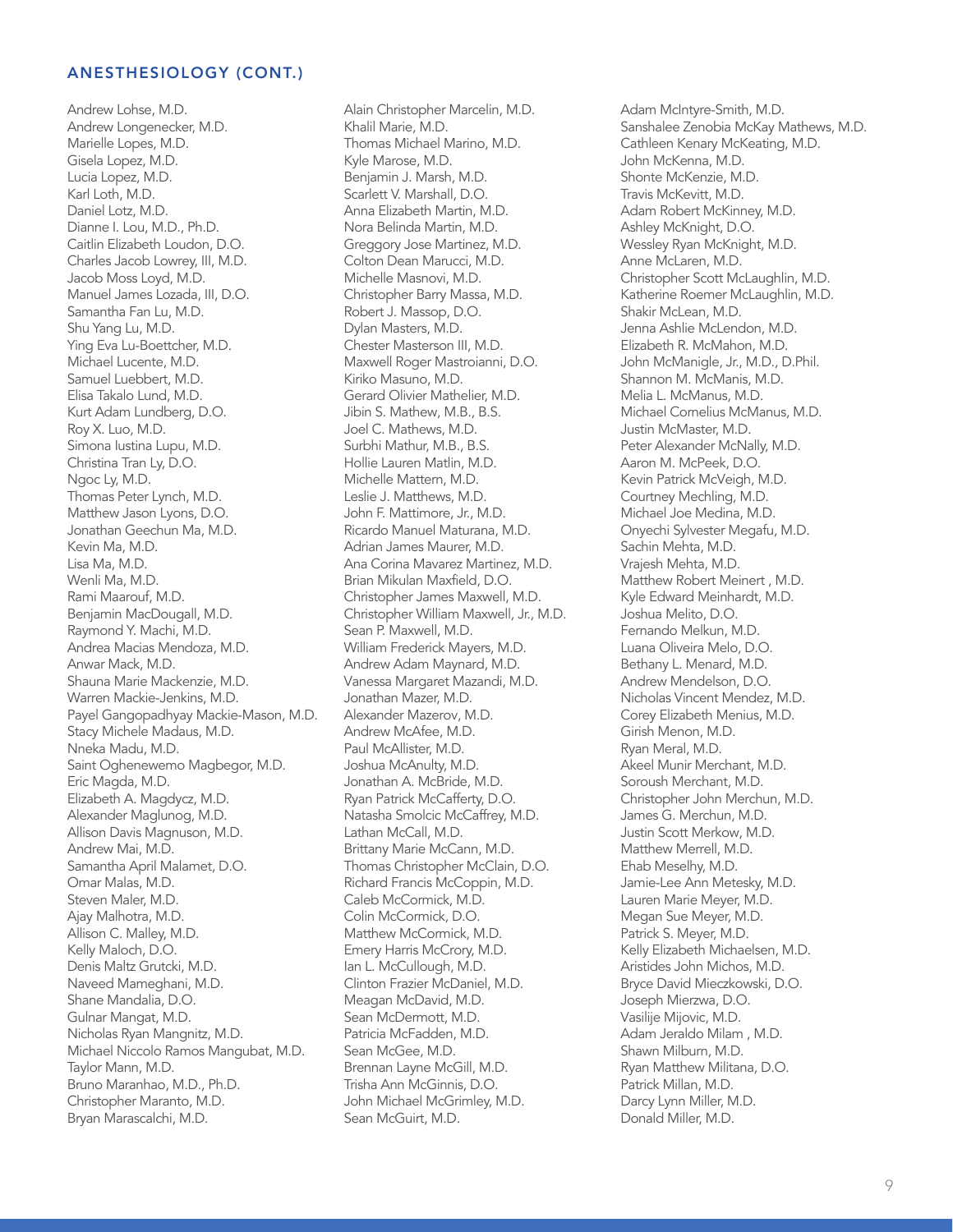## ANESTHESIOLOGY (CONT.)

Andrew Lohse, M.D.
Andrew Longenecker, M.D.
Marielle Lopes, M.D.
Gisela Lopez, M.D.
Lucia Lopez, M.D.
Karl Loth, M.D.
Daniel Lotz, M.D.
Dianne I. Lou, M.D., Ph.D.
Caitlin Elizabeth Loudon, D.O.
Charles Jacob Lowrey, III, M.D.
Jacob Moss Loyd, M.D.
Manuel James Lozada, III, D.O.
Samantha Fan Lu, M.D.
Shu Yang Lu, M.D.
Ying Eva Lu-Boettcher, M.D.
Michael Lucente, M.D.
Samuel Luebbert, M.D.
Elisa Takalo Lund, M.D.
Kurt Adam Lundberg, D.O.
Roy X. Luo, M.D.
Simona Iustina Lupu, M.D.
Christina Tran Ly, D.O.
Ngoc Ly, M.D.
Thomas Peter Lynch, M.D.
Matthew Jason Lyons, D.O.
Jonathan Geechun Ma, M.D.
Kevin Ma, M.D.
Lisa Ma, M.D.
Wenli Ma, M.D.
Rami Maarouf, M.D.
Benjamin MacDougall, M.D.
Raymond Y. Machi, M.D.
Andrea Macias Mendoza, M.D.
Anwar Mack, M.D.
Shauna Marie Mackenzie, M.D.
Warren Mackie-Jenkins, M.D.
Payel Gangopadhyay Mackie-Mason, M.D.
Stacy Michele Madaus, M.D.
Nneka Madu, M.D.
Saint Oghenewemo Magbegor, M.D.
Eric Magda, M.D.
Elizabeth A. Magdycz, M.D.
Alexander Maglunog, M.D.
Allison Davis Magnuson, M.D.
Andrew Mai, M.D.
Samantha April Malamet, D.O.
Omar Malas, M.D.
Steven Maler, M.D.
Ajay Malhotra, M.D.
Allison C. Malley, M.D.
Kelly Maloch, D.O.
Denis Maltz Grutcki, M.D.
Naveed Mameghani, M.D.
Shane Mandalia, D.O.
Gulnar Mangat, M.D.
Nicholas Ryan Mangnitz, M.D.
Michael Niccolo Ramos Mangubat, M.D.
Taylor Mann, M.D.
Bruno Maranhao, M.D., Ph.D.
Christopher Maranto, M.D.
Bryan Marascalchi, M.D.
Alain Christopher Marcelin, M.D.
Khalil Marie, M.D.
Thomas Michael Marino, M.D.
Kyle Marose, M.D.
Benjamin J. Marsh, M.D.
Scarlett V. Marshall, D.O.
Anna Elizabeth Martin, M.D.
Nora Belinda Martin, M.D.
Greggory Jose Martinez, M.D.
Colton Dean Marucci, M.D.
Michelle Masnovi, M.D.
Christopher Barry Massa, M.D.
Robert J. Massop, D.O.
Dylan Masters, M.D.
Chester Masterson III, M.D.
Maxwell Roger Mastroianni, D.O.
Kiriko Masuno, M.D.
Gerard Olivier Mathelier, M.D.
Jibin S. Mathew, M.B., B.S.
Joel C. Mathews, M.D.
Surbhi Mathur, M.B., B.S.
Hollie Lauren Matlin, M.D.
Michelle Mattern, M.D.
Leslie J. Matthews, M.D.
John F. Mattimore, Jr., M.D.
Ricardo Manuel Maturana, M.D.
Adrian James Maurer, M.D.
Ana Corina Mavarez Martinez, M.D.
Brian Mikulan Maxfield, D.O.
Christopher James Maxwell, M.D.
Christopher William Maxwell, Jr., M.D.
Sean P. Maxwell, M.D.
William Frederick Mayers, M.D.
Andrew Adam Maynard, M.D.
Vanessa Margaret Mazandi, M.D.
Jonathan Mazer, M.D.
Alexander Mazerov, M.D.
Andrew McAfee, M.D.
Paul McAllister, M.D.
Joshua McAnulty, M.D.
Jonathan A. McBride, M.D.
Ryan Patrick McCafferty, D.O.
Natasha Smolcic McCaffrey, M.D.
Lathan McCall, M.D.
Brittany Marie McCann, M.D.
Thomas Christopher McClain, D.O.
Richard Francis McCoppin, M.D.
Caleb McCormick, M.D.
Colin McCormick, D.O.
Matthew McCormick, M.D.
Emery Harris McCrory, M.D.
Ian L. McCullough, M.D.
Clinton Frazier McDaniel, M.D.
Meagan McDavid, M.D.
Sean McDermott, M.D.
Patricia McFadden, M.D.
Sean McGee, M.D.
Brennan Layne McGill, M.D.
Trisha Ann McGinnis, D.O.
John Michael McGrimley, M.D.
Sean McGuirt, M.D.
Adam McIntyre-Smith, M.D.
Sanshalee Zenobia McKay Mathews, M.D.
Cathleen Kenary McKeating, M.D.
John McKenna, M.D.
Shonte McKenzie, M.D.
Travis McKevitt, M.D.
Adam Robert McKinney, M.D.
Ashley McKnight, D.O.
Wessley Ryan McKnight, M.D.
Anne McLaren, M.D.
Christopher Scott McLaughlin, M.D.
Katherine Roemer McLaughlin, M.D.
Shakir McLean, M.D.
Jenna Ashlie McLendon, M.D.
Elizabeth R. McMahon, M.D.
John McManigle, Jr., M.D., D.Phil.
Shannon M. McManis, M.D.
Melia L. McManus, M.D.
Michael Cornelius McManus, M.D.
Justin McMaster, M.D.
Peter Alexander McNally, M.D.
Aaron M. McPeek, D.O.
Kevin Patrick McVeigh, M.D.
Courtney Mechling, M.D.
Michael Joe Medina, M.D.
Onyechi Sylvester Megafu, M.D.
Sachin Mehta, M.D.
Vrajesh Mehta, M.D.
Matthew Robert Meinert , M.D.
Kyle Edward Meinhardt, M.D.
Joshua Melito, D.O.
Fernando Melkun, M.D.
Luana Oliveira Melo, D.O.
Bethany L. Menard, M.D.
Andrew Mendelson, D.O.
Nicholas Vincent Mendez, M.D.
Corey Elizabeth Menius, M.D.
Girish Menon, M.D.
Ryan Meral, M.D.
Akeel Munir Merchant, M.D.
Soroush Merchant, M.D.
Christopher John Merchun, M.D.
James G. Merchun, M.D.
Justin Scott Merkow, M.D.
Matthew Merrell, M.D.
Ehab Meselhy, M.D.
Jamie-Lee Ann Metesky, M.D.
Lauren Marie Meyer, M.D.
Megan Sue Meyer, M.D.
Patrick S. Meyer, M.D.
Kelly Elizabeth Michaelsen, M.D.
Aristides John Michos, M.D.
Bryce David Mieczkowski, D.O.
Joseph Mierzwa, D.O.
Vasilije Mijovic, M.D.
Adam Jeraldo Milam , M.D.
Shawn Milburn, M.D.
Ryan Matthew Militana, D.O.
Patrick Millan, M.D.
Darcy Lynn Miller, M.D.
Donald Miller, M.D.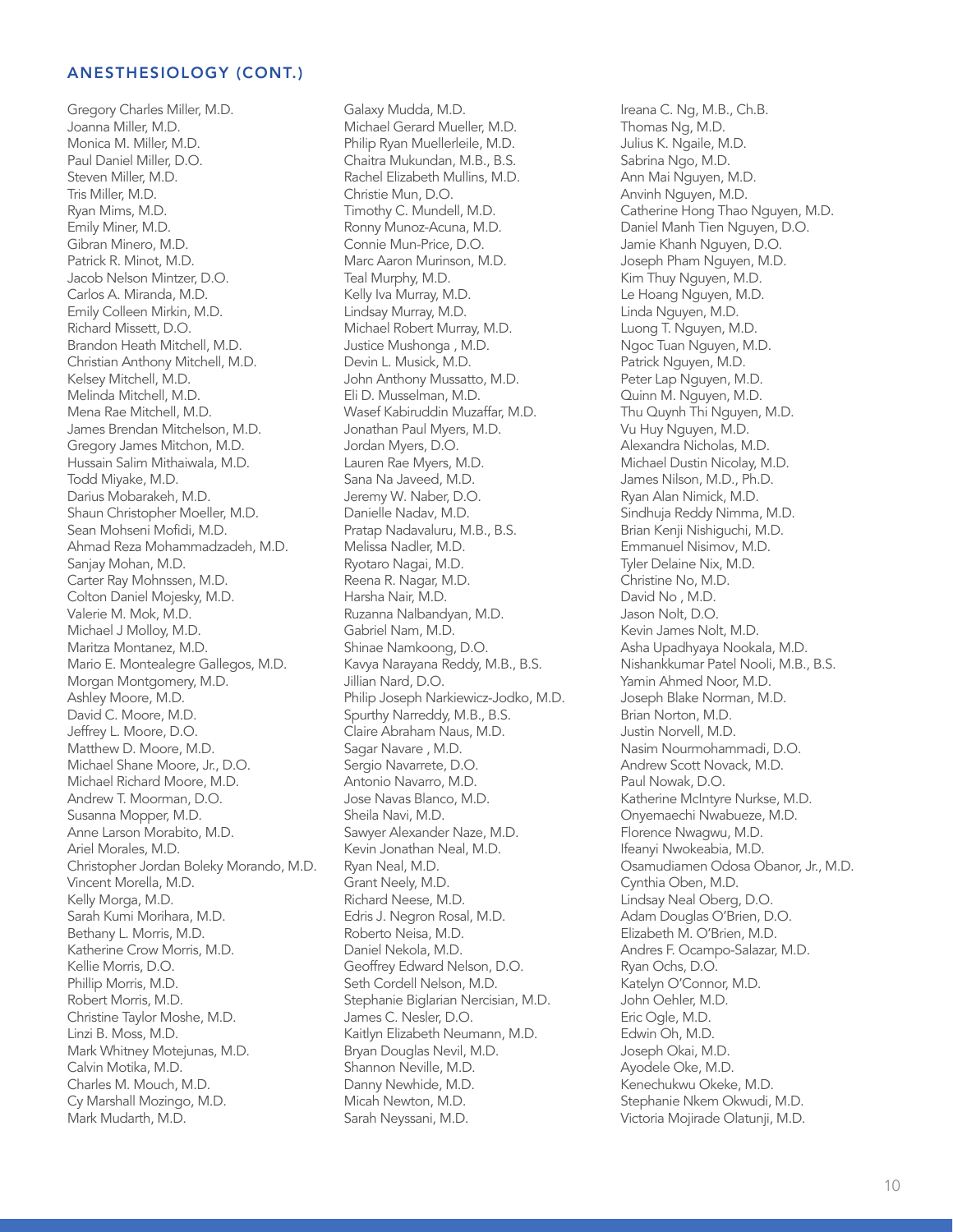## ANESTHESIOLOGY (CONT.)

Gregory Charles Miller, M.D.
Joanna Miller, M.D.
Monica M. Miller, M.D.
Paul Daniel Miller, D.O.
Steven Miller, M.D.
Tris Miller, M.D.
Ryan Mims, M.D.
Emily Miner, M.D.
Gibran Minero, M.D.
Patrick R. Minot, M.D.
Jacob Nelson Mintzer, D.O.
Carlos A. Miranda, M.D.
Emily Colleen Mirkin, M.D.
Richard Missett, D.O.
Brandon Heath Mitchell, M.D.
Christian Anthony Mitchell, M.D.
Kelsey Mitchell, M.D.
Melinda Mitchell, M.D.
Mena Rae Mitchell, M.D.
James Brendan Mitchelson, M.D.
Gregory James Mitchon, M.D.
Hussain Salim Mithaiwala, M.D.
Todd Miyake, M.D.
Darius Mobarakeh, M.D.
Shaun Christopher Moeller, M.D.
Sean Mohseni Mofidi, M.D.
Ahmad Reza Mohammadzadeh, M.D.
Sanjay Mohan, M.D.
Carter Ray Mohnssen, M.D.
Colton Daniel Mojesky, M.D.
Valerie M. Mok, M.D.
Michael J Molloy, M.D.
Maritza Montanez, M.D.
Mario E. Montealegre Gallegos, M.D.
Morgan Montgomery, M.D.
Ashley Moore, M.D.
David C. Moore, M.D.
Jeffrey L. Moore, D.O.
Matthew D. Moore, M.D.
Michael Shane Moore, Jr., D.O.
Michael Richard Moore, M.D.
Andrew T. Moorman, D.O.
Susanna Mopper, M.D.
Anne Larson Morabito, M.D.
Ariel Morales, M.D.
Christopher Jordan Boleky Morando, M.D.
Vincent Morella, M.D.
Kelly Morga, M.D.
Sarah Kumi Morihara, M.D.
Bethany L. Morris, M.D.
Katherine Crow Morris, M.D.
Kellie Morris, D.O.
Phillip Morris, M.D.
Robert Morris, M.D.
Christine Taylor Moshe, M.D.
Linzi B. Moss, M.D.
Mark Whitney Motejunas, M.D.
Calvin Motika, M.D.
Charles M. Mouch, M.D.
Cy Marshall Mozingo, M.D.
Mark Mudarth, M.D.
Galaxy Mudda, M.D.
Michael Gerard Mueller, M.D.
Philip Ryan Muellerleile, M.D.
Chaitra Mukundan, M.B., B.S.
Rachel Elizabeth Mullins, M.D.
Christie Mun, D.O.
Timothy C. Mundell, M.D.
Ronny Munoz-Acuna, M.D.
Connie Mun-Price, D.O.
Marc Aaron Murinson, M.D.
Teal Murphy, M.D.
Kelly Iva Murray, M.D.
Lindsay Murray, M.D.
Michael Robert Murray, M.D.
Justice Mushonga , M.D.
Devin L. Musick, M.D.
John Anthony Mussatto, M.D.
Eli D. Musselman, M.D.
Wasef Kabiruddin Muzaffar, M.D.
Jonathan Paul Myers, M.D.
Jordan Myers, D.O.
Lauren Rae Myers, M.D.
Sana Na Javeed, M.D.
Jeremy W. Naber, D.O.
Danielle Nadav, M.D.
Pratap Nadavaluru, M.B., B.S.
Melissa Nadler, M.D.
Ryotaro Nagai, M.D.
Reena R. Nagar, M.D.
Harsha Nair, M.D.
Ruzanna Nalbandyan, M.D.
Gabriel Nam, M.D.
Shinae Namkoong, D.O.
Kavya Narayana Reddy, M.B., B.S.
Jillian Nard, D.O.
Philip Joseph Narkiewicz-Jodko, M.D.
Spurthy Narreddy, M.B., B.S.
Claire Abraham Naus, M.D.
Sagar Navare , M.D.
Sergio Navarrete, D.O.
Antonio Navarro, M.D.
Jose Navas Blanco, M.D.
Sheila Navi, M.D.
Sawyer Alexander Naze, M.D.
Kevin Jonathan Neal, M.D.
Ryan Neal, M.D.
Grant Neely, M.D.
Richard Neese, M.D.
Edris J. Negron Rosal, M.D.
Roberto Neisa, M.D.
Daniel Nekola, M.D.
Geoffrey Edward Nelson, D.O.
Seth Cordell Nelson, M.D.
Stephanie Biglarian Nercisian, M.D.
James C. Nesler, D.O.
Kaitlyn Elizabeth Neumann, M.D.
Bryan Douglas Nevil, M.D.
Shannon Neville, M.D.
Danny Newhide, M.D.
Micah Newton, M.D.
Sarah Neyssani, M.D.
Ireana C. Ng, M.B., Ch.B.
Thomas Ng, M.D.
Julius K. Ngaile, M.D.
Sabrina Ngo, M.D.
Ann Mai Nguyen, M.D.
Anvinh Nguyen, M.D.
Catherine Hong Thao Nguyen, M.D.
Daniel Manh Tien Nguyen, D.O.
Jamie Khanh Nguyen, D.O.
Joseph Pham Nguyen, M.D.
Kim Thuy Nguyen, M.D.
Le Hoang Nguyen, M.D.
Linda Nguyen, M.D.
Luong T. Nguyen, M.D.
Ngoc Tuan Nguyen, M.D.
Patrick Nguyen, M.D.
Peter Lap Nguyen, M.D.
Quinn M. Nguyen, M.D.
Thu Quynh Thi Nguyen, M.D.
Vu Huy Nguyen, M.D.
Alexandra Nicholas, M.D.
Michael Dustin Nicolay, M.D.
James Nilson, M.D., Ph.D.
Ryan Alan Nimick, M.D.
Sindhuja Reddy Nimma, M.D.
Brian Kenji Nishiguchi, M.D.
Emmanuel Nisimov, M.D.
Tyler Delaine Nix, M.D.
Christine No, M.D.
David No , M.D.
Jason Nolt, D.O.
Kevin James Nolt, M.D.
Asha Upadhyaya Nookala, M.D.
Nishankkumar Patel Nooli, M.B., B.S.
Yamin Ahmed Noor, M.D.
Joseph Blake Norman, M.D.
Brian Norton, M.D.
Justin Norvell, M.D.
Nasim Nourmohammadi, D.O.
Andrew Scott Novack, M.D.
Paul Nowak, D.O.
Katherine McIntyre Nurkse, M.D.
Onyemaechi Nwabueze, M.D.
Florence Nwagwu, M.D.
Ifeanyi Nwokeabia, M.D.
Osamudiamen Odosa Obanor, Jr., M.D.
Cynthia Oben, M.D.
Lindsay Neal Oberg, D.O.
Adam Douglas O'Brien, D.O.
Elizabeth M. O'Brien, M.D.
Andres F. Ocampo-Salazar, M.D.
Ryan Ochs, D.O.
Katelyn O'Connor, M.D.
John Oehler, M.D.
Eric Ogle, M.D.
Edwin Oh, M.D.
Joseph Okai, M.D.
Ayodele Oke, M.D.
Kenechukwu Okeke, M.D.
Stephanie Nkem Okwudi, M.D.
Victoria Mojirade Olatunji, M.D.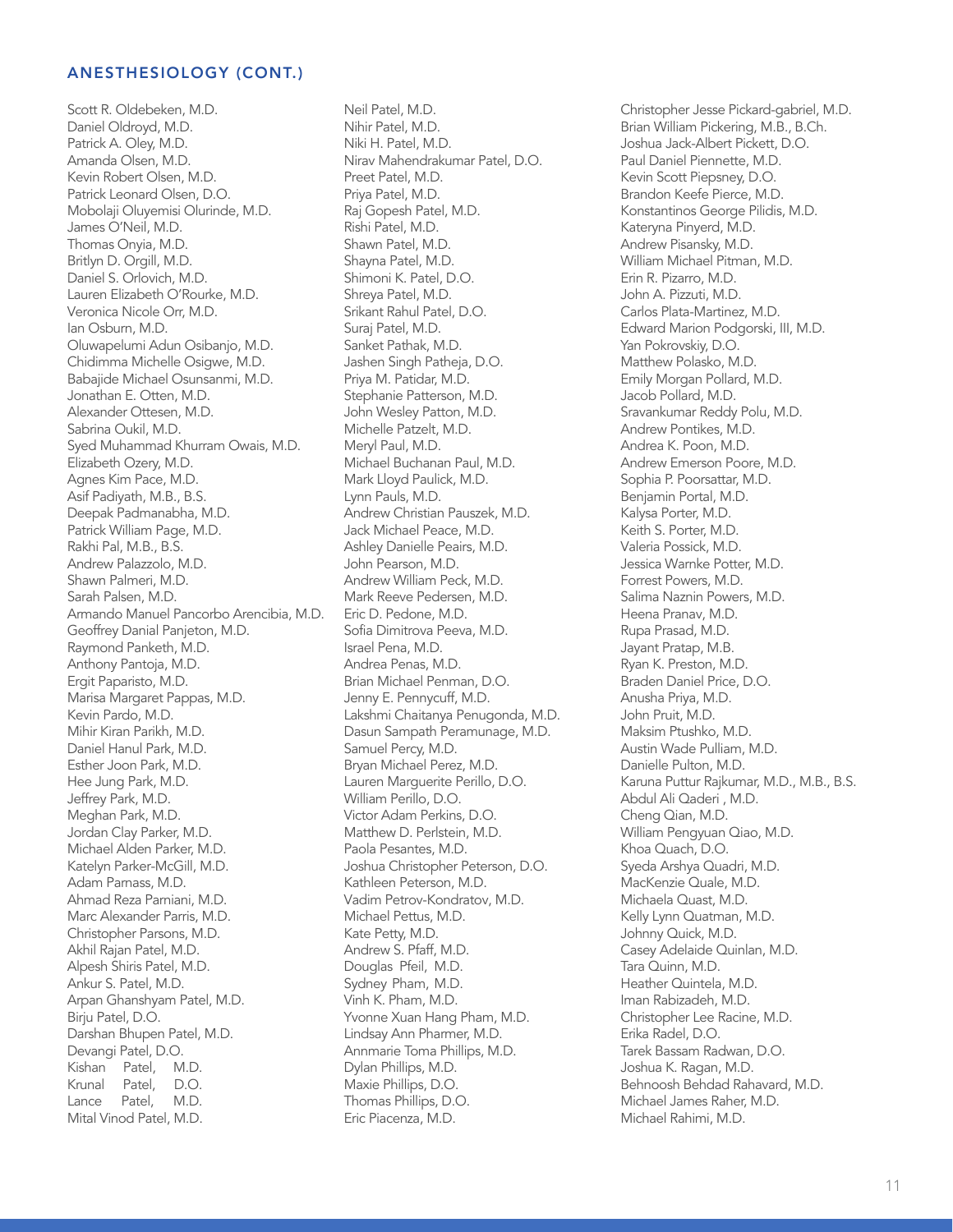## ANESTHESIOLOGY (CONT.)

Scott R. Oldebeken, M.D.
Daniel Oldroyd, M.D.
Patrick A. Oley, M.D.
Amanda Olsen, M.D.
Kevin Robert Olsen, M.D.
Patrick Leonard Olsen, D.O.
Mobolaji Oluyemisi Olurinde, M.D.
James O'Neil, M.D.
Thomas Onyia, M.D.
Britlyn D. Orgill, M.D.
Daniel S. Orlovich, M.D.
Lauren Elizabeth O'Rourke, M.D.
Veronica Nicole Orr, M.D.
Ian Osburn, M.D.
Oluwapelumi Adun Osibanjo, M.D.
Chidimma Michelle Osigwe, M.D.
Babajide Michael Osunsanmi, M.D.
Jonathan E. Otten, M.D.
Alexander Ottesen, M.D.
Sabrina Oukil, M.D.
Syed Muhammad Khurram Owais, M.D.
Elizabeth Ozery, M.D.
Agnes Kim Pace, M.D.
Asif Padiyath, M.B., B.S.
Deepak Padmanabha, M.D.
Patrick William Page, M.D.
Rakhi Pal, M.B., B.S.
Andrew Palazzolo, M.D.
Shawn Palmeri, M.D.
Sarah Palsen, M.D.
Armando Manuel Pancorbo Arencibia, M.D.
Geoffrey Danial Panjeton, M.D.
Raymond Panketh, M.D.
Anthony Pantoja, M.D.
Ergit Paparisto, M.D.
Marisa Margaret Pappas, M.D.
Kevin Pardo, M.D.
Mihir Kiran Parikh, M.D.
Daniel Hanul Park, M.D.
Esther Joon Park, M.D.
Hee Jung Park, M.D.
Jeffrey Park, M.D.
Meghan Park, M.D.
Jordan Clay Parker, M.D.
Michael Alden Parker, M.D.
Katelyn Parker-McGill, M.D.
Adam Parnass, M.D.
Ahmad Reza Parniani, M.D.
Marc Alexander Parris, M.D.
Christopher Parsons, M.D.
Akhil Rajan Patel, M.D.
Alpesh Shiris Patel, M.D.
Ankur S. Patel, M.D.
Arpan Ghanshyam Patel, M.D.
Birju Patel, D.O.
Darshan Bhupen Patel, M.D.
Devangi Patel, D.O.
Kishan Patel, M.D.
Krunal Patel, D.O.
Lance Patel, M.D.
Mital Vinod Patel, M.D.
Neil Patel, M.D.
Nihir Patel, M.D.
Niki H. Patel, M.D.
Nirav Mahendrakumar Patel, D.O.
Preet Patel, M.D.
Priya Patel, M.D.
Raj Gopesh Patel, M.D.
Rishi Patel, M.D.
Shawn Patel, M.D.
Shayna Patel, M.D.
Shimoni K. Patel, D.O.
Shreya Patel, M.D.
Srikant Rahul Patel, D.O.
Suraj Patel, M.D.
Sanket Pathak, M.D.
Jashen Singh Patheja, D.O.
Priya M. Patidar, M.D.
Stephanie Patterson, M.D.
John Wesley Patton, M.D.
Michelle Patzelt, M.D.
Meryl Paul, M.D.
Michael Buchanan Paul, M.D.
Mark Lloyd Paulick, M.D.
Lynn Pauls, M.D.
Andrew Christian Pauszek, M.D.
Jack Michael Peace, M.D.
Ashley Danielle Peairs, M.D.
John Pearson, M.D.
Andrew William Peck, M.D.
Mark Reeve Pedersen, M.D.
Eric D. Pedone, M.D.
Sofia Dimitrova Peeva, M.D.
Israel Pena, M.D.
Andrea Penas, M.D.
Brian Michael Penman, D.O.
Jenny E. Pennycuff, M.D.
Lakshmi Chaitanya Penugonda, M.D.
Dasun Sampath Peramunage, M.D.
Samuel Percy, M.D.
Bryan Michael Perez, M.D.
Lauren Marguerite Perillo, D.O.
William Perillo, D.O.
Victor Adam Perkins, D.O.
Matthew D. Perlstein, M.D.
Paola Pesantes, M.D.
Joshua Christopher Peterson, D.O.
Kathleen Peterson, M.D.
Vadim Petrov-Kondratov, M.D.
Michael Pettus, M.D.
Kate Petty, M.D.
Andrew S. Pfaff, M.D.
Douglas Pfeil, M.D.
Sydney Pham, M.D.
Vinh K. Pham, M.D.
Yvonne Xuan Hang Pham, M.D.
Lindsay Ann Pharmer, M.D.
Annmarie Toma Phillips, M.D.
Dylan Phillips, M.D.
Maxie Phillips, D.O.
Thomas Phillips, D.O.
Eric Piacenza, M.D.
Christopher Jesse Pickard-gabriel, M.D.
Brian William Pickering, M.B., B.Ch.
Joshua Jack-Albert Pickett, D.O.
Paul Daniel Piennette, M.D.
Kevin Scott Piepsney, D.O.
Brandon Keefe Pierce, M.D.
Konstantinos George Pilidis, M.D.
Kateryna Pinyerd, M.D.
Andrew Pisansky, M.D.
William Michael Pitman, M.D.
Erin R. Pizarro, M.D.
John A. Pizzuti, M.D.
Carlos Plata-Martinez, M.D.
Edward Marion Podgorski, III, M.D.
Yan Pokrovskiy, D.O.
Matthew Polasko, M.D.
Emily Morgan Pollard, M.D.
Jacob Pollard, M.D.
Sravankumar Reddy Polu, M.D.
Andrew Pontikes, M.D.
Andrea K. Poon, M.D.
Andrew Emerson Poore, M.D.
Sophia P. Poorsattar, M.D.
Benjamin Portal, M.D.
Kalysa Porter, M.D.
Keith S. Porter, M.D.
Valeria Possick, M.D.
Jessica Warnke Potter, M.D.
Forrest Powers, M.D.
Salima Naznin Powers, M.D.
Heena Pranav, M.D.
Rupa Prasad, M.D.
Jayant Pratap, M.B.
Ryan K. Preston, M.D.
Braden Daniel Price, D.O.
Anusha Priya, M.D.
John Pruit, M.D.
Maksim Ptushko, M.D.
Austin Wade Pulliam, M.D.
Danielle Pulton, M.D.
Karuna Puttur Rajkumar, M.D., M.B., B.S.
Abdul Ali Qaderi , M.D.
Cheng Qian, M.D.
William Pengyuan Qiao, M.D.
Khoa Quach, D.O.
Syeda Arshya Quadri, M.D.
MacKenzie Quale, M.D.
Michaela Quast, M.D.
Kelly Lynn Quatman, M.D.
Johnny Quick, M.D.
Casey Adelaide Quinlan, M.D.
Tara Quinn, M.D.
Heather Quintela, M.D.
Iman Rabizadeh, M.D.
Christopher Lee Racine, M.D.
Erika Radel, D.O.
Tarek Bassam Radwan, D.O.
Joshua K. Ragan, M.D.
Behnoosh Behdad Rahavard, M.D.
Michael James Raher, M.D.
Michael Rahimi, M.D.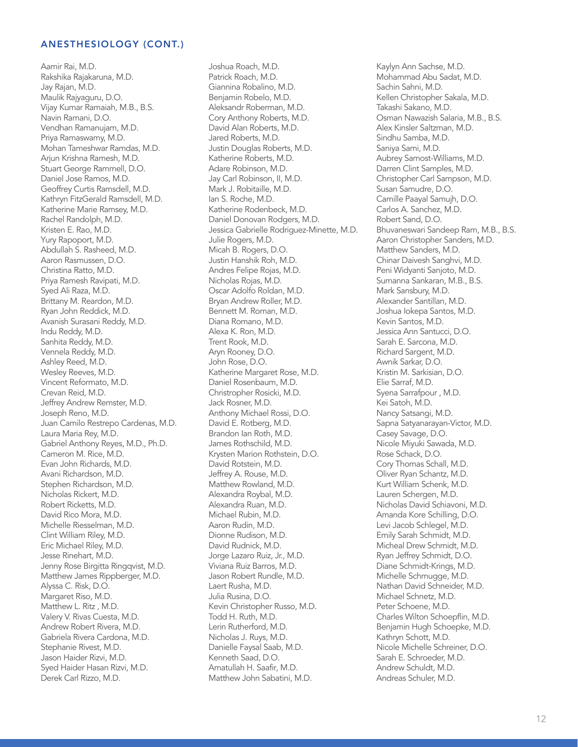## ANESTHESIOLOGY (CONT.)

Aamir Rai, M.D.
Rakshika Rajakaruna, M.D.
Jay Rajan, M.D.
Maulik Rajyaguru, D.O.
Vijay Kumar Ramaiah, M.B., B.S.
Navin Ramani, D.O.
Vendhan Ramanujam, M.D.
Priya Ramaswamy, M.D.
Mohan Tameshwar Ramdas, M.D.
Arjun Krishna Ramesh, M.D.
Stuart George Rammell, D.O.
Daniel Jose Ramos, M.D.
Geoffrey Curtis Ramsdell, M.D.
Kathryn FitzGerald Ramsdell, M.D.
Katherine Marie Ramsey, M.D.
Rachel Randolph, M.D.
Kristen E. Rao, M.D.
Yury Rapoport, M.D.
Abdullah S. Rasheed, M.D.
Aaron Rasmussen, D.O.
Christina Ratto, M.D.
Priya Ramesh Ravipati, M.D.
Syed Ali Raza, M.D.
Brittany M. Reardon, M.D.
Ryan John Reddick, M.D.
Avanish Surasani Reddy, M.D.
Indu Reddy, M.D.
Sanhita Reddy, M.D.
Vennela Reddy, M.D.
Ashley Reed, M.D.
Wesley Reeves, M.D.
Vincent Reformato, M.D.
Crevan Reid, M.D.
Jeffrey Andrew Remster, M.D.
Joseph Reno, M.D.
Juan Camilo Restrepo Cardenas, M.D.
Laura Maria Rey, M.D.
Gabriel Anthony Reyes, M.D., Ph.D.
Cameron M. Rice, M.D.
Evan John Richards, M.D.
Avani Richardson, M.D.
Stephen Richardson, M.D.
Nicholas Rickert, M.D.
Robert Ricketts, M.D.
David Rico Mora, M.D.
Michelle Riesselman, M.D.
Clint William Riley, M.D.
Eric Michael Riley, M.D.
Jesse Rinehart, M.D.
Jenny Rose Birgitta Ringqvist, M.D.
Matthew James Rippberger, M.D.
Alyssa C. Risk, D.O.
Margaret Riso, M.D.
Matthew L. Ritz , M.D.
Valery V. Rivas Cuesta, M.D.
Andrew Robert Rivera, M.D.
Gabriela Rivera Cardona, M.D.
Stephanie Rivest, M.D.
Jason Haider Rizvi, M.D.
Syed Haider Hasan Rizvi, M.D.
Derek Carl Rizzo, M.D.
Joshua Roach, M.D.
Patrick Roach, M.D.
Giannina Robalino, M.D.
Benjamin Robelo, M.D.
Aleksandr Roberman, M.D.
Cory Anthony Roberts, M.D.
David Alan Roberts, M.D.
Jared Roberts, M.D.
Justin Douglas Roberts, M.D.
Katherine Roberts, M.D.
Adare Robinson, M.D.
Jay Carl Robinson, II, M.D.
Mark J. Robitaille, M.D.
Ian S. Roche, M.D.
Katherine Rodenbeck, M.D.
Daniel Donovan Rodgers, M.D.
Jessica Gabrielle Rodriguez-Minette, M.D.
Julie Rogers, M.D.
Micah B. Rogers, D.O.
Justin Hanshik Roh, M.D.
Andres Felipe Rojas, M.D.
Nicholas Rojas, M.D.
Oscar Adolfo Roldan, M.D.
Bryan Andrew Roller, M.D.
Bennett M. Roman, M.D.
Diana Romano, M.D.
Alexa K. Ron, M.D.
Trent Rook, M.D.
Aryn Rooney, D.O.
John Rose, D.O.
Katherine Margaret Rose, M.D.
Daniel Rosenbaum, M.D.
Christropher Rosicki, M.D.
Jack Rosner, M.D.
Anthony Michael Rossi, D.O.
David E. Rotberg, M.D.
Brandon Ian Roth, M.D.
James Rothschild, M.D.
Krysten Marion Rothstein, D.O.
David Rotstein, M.D.
Jeffrey A. Rouse, M.D.
Matthew Rowland, M.D.
Alexandra Roybal, M.D.
Alexandra Ruan, M.D.
Michael Rubin, M.D.
Aaron Rudin, M.D.
Dionne Rudison, M.D.
David Rudnick, M.D.
Jorge Lazaro Ruiz, Jr., M.D.
Viviana Ruiz Barros, M.D.
Jason Robert Rundle, M.D.
Laert Rusha, M.D.
Julia Rusina, D.O.
Kevin Christopher Russo, M.D.
Todd H. Ruth, M.D.
Lerin Rutherford, M.D.
Nicholas J. Ruys, M.D.
Danielle Faysal Saab, M.D.
Kenneth Saad, D.O.
Amatullah H. Saafir, M.D.
Matthew John Sabatini, M.D.
Kaylyn Ann Sachse, M.D.
Mohammad Abu Sadat, M.D.
Sachin Sahni, M.D.
Kellen Christopher Sakala, M.D.
Takashi Sakano, M.D.
Osman Nawazish Salaria, M.B., B.S.
Alex Kinsler Saltzman, M.D.
Sindhu Samba, M.D.
Saniya Sami, M.D.
Aubrey Samost-Williams, M.D.
Darren Clint Samples, M.D.
Christopher Carl Sampson, M.D.
Susan Samudre, D.O.
Camille Paayal Samujh, D.O.
Carlos A. Sanchez, M.D.
Robert Sand, D.O.
Bhuvaneswari Sandeep Ram, M.B., B.S.
Aaron Christopher Sanders, M.D.
Matthew Sanders, M.D.
Chinar Daivesh Sanghvi, M.D.
Peni Widyanti Sanjoto, M.D.
Sumanna Sankaran, M.B., B.S.
Mark Sansbury, M.D.
Alexander Santillan, M.D.
Joshua Iokepa Santos, M.D.
Kevin Santos, M.D.
Jessica Ann Santucci, D.O.
Sarah E. Sarcona, M.D.
Richard Sargent, M.D.
Awnik Sarkar, D.O.
Kristin M. Sarkisian, D.O.
Elie Sarraf, M.D.
Syena Sarrafpour , M.D.
Kei Satoh, M.D.
Nancy Satsangi, M.D.
Sapna Satyanarayan-Victor, M.D.
Casey Savage, D.O.
Nicole Miyuki Sawada, M.D.
Rose Schack, D.O.
Cory Thomas Schall, M.D.
Oliver Ryan Schantz, M.D.
Kurt William Schenk, M.D.
Lauren Schergen, M.D.
Nicholas David Schiavoni, M.D.
Amanda Kore Schilling, D.O.
Levi Jacob Schlegel, M.D.
Emily Sarah Schmidt, M.D.
Micheal Drew Schmidt, M.D.
Ryan Jeffrey Schmidt, D.O.
Diane Schmidt-Krings, M.D.
Michelle Schmugge, M.D.
Nathan David Schneider, M.D.
Michael Schnetz, M.D.
Peter Schoene, M.D.
Charles Wilton Schoepflin, M.D.
Benjamin Hugh Schoepke, M.D.
Kathryn Schott, M.D.
Nicole Michelle Schreiner, D.O.
Sarah E. Schroeder, M.D.
Andrew Schuldt, M.D.
Andreas Schuler, M.D.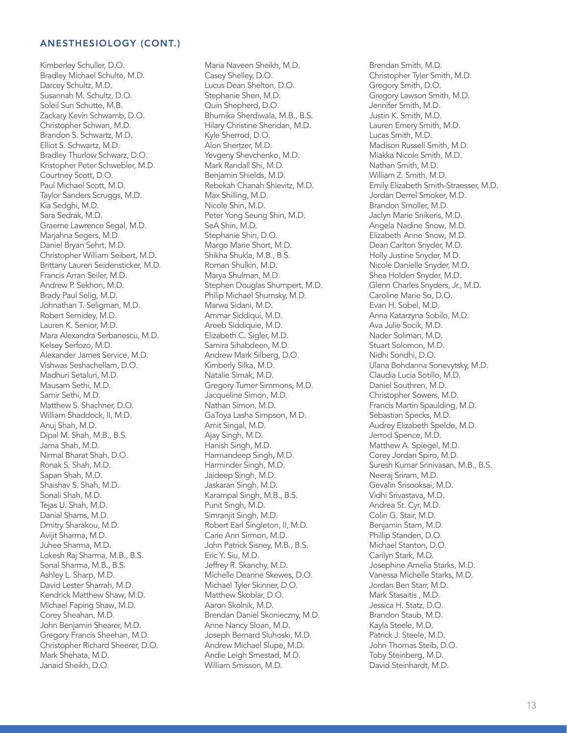## ANESTHESIOLOGY (CONT.)

Kimberley Schuller, D.O.
Bradley Michael Schulte, M.D.
Darcey Schultz, M.D.
Susannah M. Schultz, D.O.
Soleil Sun Schutte, M.B.
Zackary Kevin Schwamb, D.O.
Christopher Schwan, M.D.
Brandon S. Schwartz, M.D.
Elliot S. Schwartz, M.D.
Bradley Thurlow Schwarz, D.O.
Kristopher Peter Schwebler, M.D.
Courtney Scott, D.O.
Paul Michael Scott, M.D.
Taylor Sanders Scruggs, M.D.
Kia Sedghi, M.D.
Sara Sedrak, M.D.
Graeme Lawrence Segal, M.D.
Marjahna Segers, M.D.
Daniel Bryan Sehrt, M.D.
Christopher William Seibert, M.D.
Brittany Lauren Seidensticker, M.D.
Francis Arran Seiler, M.D.
Andrew P. Sekhon, M.D.
Brady Paul Selig, M.D.
Johnathan T. Seligman, M.D.
Robert Semidey, M.D.
Lauren K. Senior, M.D.
Mara Alexandra Serbanescu, M.D.
Kelsey Serfozo, M.D.
Alexander James Service, M.D.
Vishwas Seshachellam, D.O.
Madhuri Setaluri, M.D.
Mausam Sethi, M.D.
Samir Sethi, M.D.
Matthew S. Shachner, D.O.
William Shaddock, II, M.D.
Anuj Shah, M.D.
Dipal M. Shah, M.B., B.S.
Jarna Shah, M.D.
Nirmal Bharat Shah, D.O.
Ronak S. Shah, M.D.
Sapan Shah, M.D.
Shaishav S. Shah, M.D.
Sonali Shah, M.D.
Tejas U. Shah, M.D.
Danial Shams, M.D.
Dmitry Sharakou, M.D.
Avijit Sharma, M.D.
Juhee Sharma, M.D.
Lokesh Raj Sharma, M.B., B.S.
Sonal Sharma, M.B., B.S.
Ashley L. Sharp, M.D.
David Lester Sharrah, M.D.
Kendrick Matthew Shaw, M.D.
Michael Faping Shaw, M.D.
Corey Sheahan, M.D.
John Benjamin Shearer, M.D.
Gregory Francis Sheehan, M.D.
Christopher Richard Sheerer, D.O.
Mark Shehata, M.D.
Janaid Sheikh, D.O.
Maria Naveen Sheikh, M.D.
Casey Shelley, D.O.
Lucus Dean Shelton, D.O.
Stephanie Shen, M.D.
Quin Shepherd, D.O.
Bhumika Sherdiwala, M.B., B.S.
Hilary Christine Sheridan, M.D.
Kyle Sherrod, D.O.
Alon Shertzer, M.D.
Yevgeny Shevchenko, M.D.
Mark Randall Shi, M.D.
Benjamin Shields, M.D.
Rebekah Chanah Shievitz, M.D.
Max Shilling, M.D.
Nicole Shin, M.D.
Peter Yong Seung Shin, M.D.
SeA Shin, M.D.
Stephanie Shin, D.O.
Margo Marie Short, M.D.
Shikha Shukla, M.B., B.S.
Roman Shulkin, M.D.
Marya Shulman, M.D.
Stephen Douglas Shumpert, M.D.
Philip Michael Shumsky, M.D.
Marwa Sidani, M.D.
Ammar Siddiqui, M.D.
Areeb Siddiquie, M.D.
Elizabeth C. Sigler, M.D.
Samira Sihabdeen, M.D.
Andrew Mark Silberg, D.O.
Kimberly Silka, M.D.
Natalie Simak, M.D.
Gregory Turner Simmons, M.D.
Jacqueline Simon, M.D.
Nathan Simon, M.D.
GaToya Lasha Simpson, M.D.
Amit Singal, M.D.
Ajay Singh, M.D.
Hanish Singh, M.D.
Harmandeep Singh, M.D.
Harminder Singh, M.D.
Jaideep Singh, M.D.
Jaskaran Singh, M.D.
Karampal Singh, M.B., B.S.
Punit Singh, M.D.
Simranjit Singh, M.D.
Robert Earl Singleton, II, M.D.
Carie Ann Sirmon, M.D.
John Patrick Sisney, M.B., B.S.
Eric Y. Siu, M.D.
Jeffrey R. Skanchy, M.D.
Michelle Deanne Skewes, D.O.
Michael Tyler Skinner, D.O.
Matthew Skoblar, D.O.
Aaron Skolnik, M.D.
Brendan Daniel Skonieczny, M.D.
Anne Nancy Sloan, M.D.
Joseph Bernard Sluhoski, M.D.
Andrew Michael Slupe, M.D.
Andie Leigh Smestad, M.D.
William Smisson, M.D.
Brendan Smith, M.D.
Christopher Tyler Smith, M.D.
Gregory Smith, D.O.
Gregory Lawson Smith, M.D.
Jennifer Smith, M.D.
Justin K. Smith, M.D.
Lauren Emery Smith, M.D.
Lucas Smith, M.D.
Madison Russell Smith, M.D.
Miakka Nicole Smith, M.D.
Nathan Smith, M.D.
William Z. Smith, M.D.
Emily Elizabeth Smith-Straesser, M.D.
Jordan Derrel Smoker, M.D.
Brandon Smoller, M.D.
Jaclyn Marie Snikeris, M.D.
Angela Nadine Snow, M.D.
Elizabeth Anne Snow, M.D.
Dean Carlton Snyder, M.D.
Holly Justine Snyder, M.D.
Nicole Danielle Snyder, M.D.
Shea Holden Snyder, M.D.
Glenn Charles Snyders, Jr., M.D.
Caroline Marie So, D.O.
Evan H. Sobel, M.D.
Anna Katarzyna Sobilo, M.D.
Ava Julie Socik, M.D.
Nader Soliman, M.D.
Stuart Solomon, M.D.
Nidhi Sondhi, D.O.
Ulana Bohdanna Sonevytsky, M.D.
Claudia Lucia Sotillo, M.D.
Daniel Southren, M.D.
Christopher Sowers, M.D.
Francis Martin Spaulding, M.D.
Sebastian Specks, M.D.
Audrey Elizabeth Spelde, M.D.
Jerrod Spence, M.D.
Matthew A. Spiegel, M.D.
Corey Jordan Spiro, M.D.
Suresh Kumar Srinivasan, M.B., B.S.
Neeraj Sriram, M.D.
Gevalin Srisooksai, M.D.
Vidhi Srivastava, M.D.
Andrea St. Cyr, M.D.
Colin G. Stair, M.D.
Benjamin Stam, M.D.
Phillip Standen, D.O.
Michael Stanton, D.O.
Carilyn Stark, M.D.
Josephine Amelia Starks, M.D.
Vanessa Michelle Starks, M.D.
Jordan Ben Starr, M.D.
Mark Stasaitis , M.D.
Jessica H. Statz, D.O.
Brandon Staub, M.D.
Kayla Steele, M.D.
Patrick J. Steele, M.D.
John Thomas Steib, D.O.
Toby Steinberg, M.D.
David Steinhardt, M.D.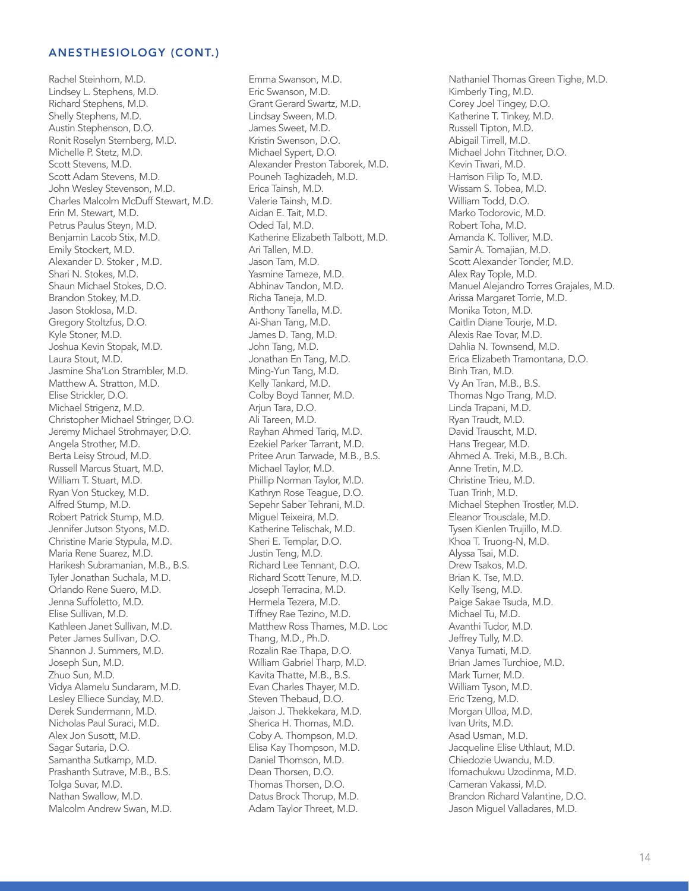## ANESTHESIOLOGY (CONT.)

Rachel Steinhorn, M.D.
Lindsey L. Stephens, M.D.
Richard Stephens, M.D.
Shelly Stephens, M.D.
Austin Stephenson, D.O.
Ronit Roselyn Sternberg, M.D.
Michelle P. Stetz, M.D.
Scott Stevens, M.D.
Scott Adam Stevens, M.D.
John Wesley Stevenson, M.D.
Charles Malcolm McDuff Stewart, M.D.
Erin M. Stewart, M.D.
Petrus Paulus Steyn, M.D.
Benjamin Lacob Stix, M.D.
Emily Stockert, M.D.
Alexander D. Stoker , M.D.
Shari N. Stokes, M.D.
Shaun Michael Stokes, D.O.
Brandon Stokey, M.D.
Jason Stoklosa, M.D.
Gregory Stoltzfus, D.O.
Kyle Stoner, M.D.
Joshua Kevin Stopak, M.D.
Laura Stout, M.D.
Jasmine Sha'Lon Strambler, M.D.
Matthew A. Stratton, M.D.
Elise Strickler, D.O.
Michael Strigenz, M.D.
Christopher Michael Stringer, D.O.
Jeremy Michael Strohmayer, D.O.
Angela Strother, M.D.
Berta Leisy Stroud, M.D.
Russell Marcus Stuart, M.D.
William T. Stuart, M.D.
Ryan Von Stuckey, M.D.
Alfred Stump, M.D.
Robert Patrick Stump, M.D.
Jennifer Jutson Styons, M.D.
Christine Marie Stypula, M.D.
Maria Rene Suarez, M.D.
Harikesh Subramanian, M.B., B.S.
Tyler Jonathan Suchala, M.D.
Orlando Rene Suero, M.D.
Jenna Suffoletto, M.D.
Elise Sullivan, M.D.
Kathleen Janet Sullivan, M.D.
Peter James Sullivan, D.O.
Shannon J. Summers, M.D.
Joseph Sun, M.D.
Zhuo Sun, M.D.
Vidya Alamelu Sundaram, M.D.
Lesley Elliece Sunday, M.D.
Derek Sundermann, M.D.
Nicholas Paul Suraci, M.D.
Alex Jon Susott, M.D.
Sagar Sutaria, D.O.
Samantha Sutkamp, M.D.
Prashanth Sutrave, M.B., B.S.
Tolga Suvar, M.D.
Nathan Swallow, M.D.
Malcolm Andrew Swan, M.D.
Emma Swanson, M.D.
Eric Swanson, M.D.
Grant Gerard Swartz, M.D.
Lindsay Sween, M.D.
James Sweet, M.D.
Kristin Swenson, D.O.
Michael Sypert, D.O.
Alexander Preston Taborek, M.D.
Pouneh Taghizadeh, M.D.
Erica Tainsh, M.D.
Valerie Tainsh, M.D.
Aidan E. Tait, M.D.
Oded Tal, M.D.
Katherine Elizabeth Talbott, M.D.
Ari Tallen, M.D.
Jason Tam, M.D.
Yasmine Tameze, M.D.
Abhinav Tandon, M.D.
Richa Taneja, M.D.
Anthony Tanella, M.D.
Ai-Shan Tang, M.D.
James D. Tang, M.D.
John Tang, M.D.
Jonathan En Tang, M.D.
Ming-Yun Tang, M.D.
Kelly Tankard, M.D.
Colby Boyd Tanner, M.D.
Arjun Tara, D.O.
Ali Tareen, M.D.
Rayhan Ahmed Tariq, M.D.
Ezekiel Parker Tarrant, M.D.
Pritee Arun Tarwade, M.B., B.S.
Michael Taylor, M.D.
Phillip Norman Taylor, M.D.
Kathryn Rose Teague, D.O.
Sepehr Saber Tehrani, M.D.
Miguel Teixeira, M.D.
Katherine Telischak, M.D.
Sheri E. Templar, D.O.
Justin Teng, M.D.
Richard Lee Tennant, D.O.
Richard Scott Tenure, M.D.
Joseph Terracina, M.D.
Hermela Tezera, M.D.
Tiffney Rae Tezino, M.D.
Matthew Ross Thames, M.D. Loc
Thang, M.D., Ph.D.
Rozalin Rae Thapa, D.O.
William Gabriel Tharp, M.D.
Kavita Thatte, M.B., B.S.
Evan Charles Thayer, M.D.
Steven Thebaud, D.O.
Jaison J. Thekkekara, M.D.
Sherica H. Thomas, M.D.
Coby A. Thompson, M.D.
Elisa Kay Thompson, M.D.
Daniel Thomson, M.D.
Dean Thorsen, D.O.
Thomas Thorsen, D.O.
Datus Brock Thorup, M.D.
Adam Taylor Threet, M.D.
Nathaniel Thomas Green Tighe, M.D.
Kimberly Ting, M.D.
Corey Joel Tingey, D.O.
Katherine T. Tinkey, M.D.
Russell Tipton, M.D.
Abigail Tirrell, M.D.
Michael John Titchner, D.O.
Kevin Tiwari, M.D.
Harrison Filip To, M.D.
Wissam S. Tobea, M.D.
William Todd, D.O.
Marko Todorovic, M.D.
Robert Toha, M.D.
Amanda K. Tolliver, M.D.
Samir A. Tomajian, M.D.
Scott Alexander Tonder, M.D.
Alex Ray Tople, M.D.
Manuel Alejandro Torres Grajales, M.D.
Arissa Margaret Torrie, M.D.
Monika Toton, M.D.
Caitlin Diane Tourje, M.D.
Alexis Rae Tovar, M.D.
Dahlia N. Townsend, M.D.
Erica Elizabeth Tramontana, D.O.
Binh Tran, M.D.
Vy An Tran, M.B., B.S.
Thomas Ngo Trang, M.D.
Linda Trapani, M.D.
Ryan Traudt, M.D.
David Trauscht, M.D.
Hans Tregear, M.D.
Ahmed A. Treki, M.B., B.Ch.
Anne Tretin, M.D.
Christine Trieu, M.D.
Tuan Trinh, M.D.
Michael Stephen Trostler, M.D.
Eleanor Trousdale, M.D.
Tysen Kienlen Trujillo, M.D.
Khoa T. Truong-N, M.D.
Alyssa Tsai, M.D.
Drew Tsakos, M.D.
Brian K. Tse, M.D.
Kelly Tseng, M.D.
Paige Sakae Tsuda, M.D.
Michael Tu, M.D.
Avanthi Tudor, M.D.
Jeffrey Tully, M.D.
Vanya Tumati, M.D.
Brian James Turchioe, M.D.
Mark Turner, M.D.
William Tyson, M.D.
Eric Tzeng, M.D.
Morgan Ulloa, M.D.
Ivan Urits, M.D.
Asad Usman, M.D.
Jacqueline Elise Uthlaut, M.D.
Chiedozie Uwandu, M.D.
Ifomachukwu Uzodinma, M.D.
Cameran Vakassi, M.D.
Brandon Richard Valantine, D.O.
Jason Miguel Valladares, M.D.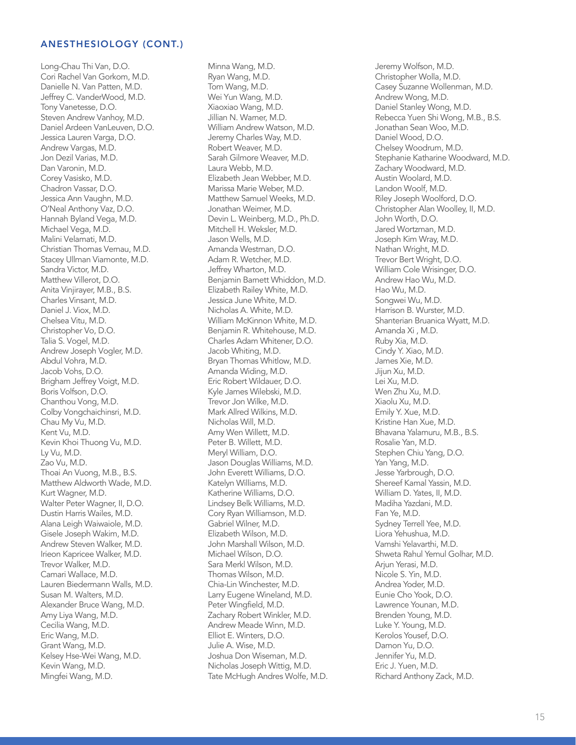## ANESTHESIOLOGY (CONT.)

Long-Chau Thi Van, D.O.
Cori Rachel Van Gorkom, M.D.
Danielle N. Van Patten, M.D.
Jeffrey C. VanderWood, M.D.
Tony Vanetesse, D.O.
Steven Andrew Vanhoy, M.D.
Daniel Ardeen VanLeuven, D.O.
Jessica Lauren Varga, D.O.
Andrew Vargas, M.D.
Jon Dezil Varias, M.D.
Dan Varonin, M.D.
Corey Vasisko, M.D.
Chadron Vassar, D.O.
Jessica Ann Vaughn, M.D.
O'Neal Anthony Vaz, D.O.
Hannah Byland Vega, M.D.
Michael Vega, M.D.
Malini Velamati, M.D.
Christian Thomas Vernau, M.D.
Stacey Ullman Viamonte, M.D.
Sandra Victor, M.D.
Matthew Villerot, D.O.
Anita Vinjirayer, M.B., B.S.
Charles Vinsant, M.D.
Daniel J. Viox, M.D.
Chelsea Vitu, M.D.
Christopher Vo, D.O.
Talia S. Vogel, M.D.
Andrew Joseph Vogler, M.D.
Abdul Vohra, M.D.
Jacob Vohs, D.O.
Brigham Jeffrey Voigt, M.D.
Boris Volfson, D.O.
Chanthou Vong, M.D.
Colby Vongchaichinsri, M.D.
Chau My Vu, M.D.
Kent Vu, M.D.
Kevin Khoi Thuong Vu, M.D.
Ly Vu, M.D.
Zao Vu, M.D.
Thoai An Vuong, M.B., B.S.
Matthew Aldworth Wade, M.D.
Kurt Wagner, M.D.
Walter Peter Wagner, II, D.O.
Dustin Harris Wailes, M.D.
Alana Leigh Waiwaiole, M.D.
Gisele Joseph Wakim, M.D.
Andrew Steven Walker, M.D.
Irieon Kapricee Walker, M.D.
Trevor Walker, M.D.
Camari Wallace, M.D.
Lauren Biedermann Walls, M.D.
Susan M. Walters, M.D.
Alexander Bruce Wang, M.D.
Amy Liya Wang, M.D.
Cecilia Wang, M.D.
Eric Wang, M.D.
Grant Wang, M.D.
Kelsey Hse-Wei Wang, M.D.
Kevin Wang, M.D.
Mingfei Wang, M.D.
Minna Wang, M.D.
Ryan Wang, M.D.
Tom Wang, M.D.
Wei Yun Wang, M.D.
Xiaoxiao Wang, M.D.
Jillian N. Warner, M.D.
William Andrew Watson, M.D.
Jeremy Charles Way, M.D.
Robert Weaver, M.D.
Sarah Gilmore Weaver, M.D.
Laura Webb, M.D.
Elizabeth Jean Webber, M.D.
Marissa Marie Weber, M.D.
Matthew Samuel Weeks, M.D.
Jonathan Weimer, M.D.
Devin L. Weinberg, M.D., Ph.D.
Mitchell H. Weksler, M.D.
Jason Wells, M.D.
Amanda Westman, D.O.
Adam R. Wetcher, M.D.
Jeffrey Wharton, M.D.
Benjamin Barnett Whiddon, M.D.
Elizabeth Railey White, M.D.
Jessica June White, M.D.
Nicholas A. White, M.D.
William McKinnon White, M.D.
Benjamin R. Whitehouse, M.D.
Charles Adam Whitener, D.O.
Jacob Whiting, M.D.
Bryan Thomas Whitlow, M.D.
Amanda Widing, M.D.
Eric Robert Wildauer, D.O.
Kyle James Wilebski, M.D.
Trevor Jon Wilke, M.D.
Mark Allred Wilkins, M.D.
Nicholas Will, M.D.
Amy Wen Willett, M.D.
Peter B. Willett, M.D.
Meryl William, D.O.
Jason Douglas Williams, M.D.
John Everett Williams, D.O.
Katelyn Williams, M.D.
Katherine Williams, D.O.
Lindsey Belk Williams, M.D.
Cory Ryan Williamson, M.D.
Gabriel Wilner, M.D.
Elizabeth Wilson, M.D.
John Marshall Wilson, M.D.
Michael Wilson, D.O.
Sara Merkl Wilson, M.D.
Thomas Wilson, M.D.
Chia-Lin Winchester, M.D.
Larry Eugene Wineland, M.D.
Peter Wingfield, M.D.
Zachary Robert Winkler, M.D.
Andrew Meade Winn, M.D.
Elliot E. Winters, D.O.
Julie A. Wise, M.D.
Joshua Don Wiseman, M.D.
Nicholas Joseph Wittig, M.D.
Tate McHugh Andres Wolfe, M.D.
Jeremy Wolfson, M.D.
Christopher Wolla, M.D.
Casey Suzanne Wollenman, M.D.
Andrew Wong, M.D.
Daniel Stanley Wong, M.D.
Rebecca Yuen Shi Wong, M.B., B.S.
Jonathan Sean Woo, M.D.
Daniel Wood, D.O.
Chelsey Woodrum, M.D.
Stephanie Katharine Woodward, M.D.
Zachary Woodward, M.D.
Austin Woolard, M.D.
Landon Woolf, M.D.
Riley Joseph Woolford, D.O.
Christopher Alan Woolley, II, M.D.
John Worth, D.O.
Jared Wortzman, M.D.
Joseph Kim Wray, M.D.
Nathan Wright, M.D.
Trevor Bert Wright, D.O.
William Cole Wrisinger, D.O.
Andrew Hao Wu, M.D.
Hao Wu, M.D.
Songwei Wu, M.D.
Harrison B. Wurster, M.D.
Shanterian Bruanica Wyatt, M.D.
Amanda Xi , M.D.
Ruby Xia, M.D.
Cindy Y. Xiao, M.D.
James Xie, M.D.
Jijun Xu, M.D.
Lei Xu, M.D.
Wen Zhu Xu, M.D.
Xiaolu Xu, M.D.
Emily Y. Xue, M.D.
Kristine Han Xue, M.D.
Bhavana Yalamuru, M.B., B.S.
Rosalie Yan, M.D.
Stephen Chiu Yang, D.O.
Yan Yang, M.D.
Jesse Yarbrough, D.O.
Shereef Kamal Yassin, M.D.
William D. Yates, II, M.D.
Madiha Yazdani, M.D.
Fan Ye, M.D.
Sydney Terrell Yee, M.D.
Liora Yehushua, M.D.
Vamshi Yelavarthi, M.D.
Shweta Rahul Yemul Golhar, M.D.
Arjun Yerasi, M.D.
Nicole S. Yin, M.D.
Andrea Yoder, M.D.
Eunie Cho Yook, D.O.
Lawrence Younan, M.D.
Brenden Young, M.D.
Luke Y. Young, M.D.
Kerolos Yousef, D.O.
Damon Yu, D.O.
Jennifer Yu, M.D.
Eric J. Yuen, M.D.
Richard Anthony Zack, M.D.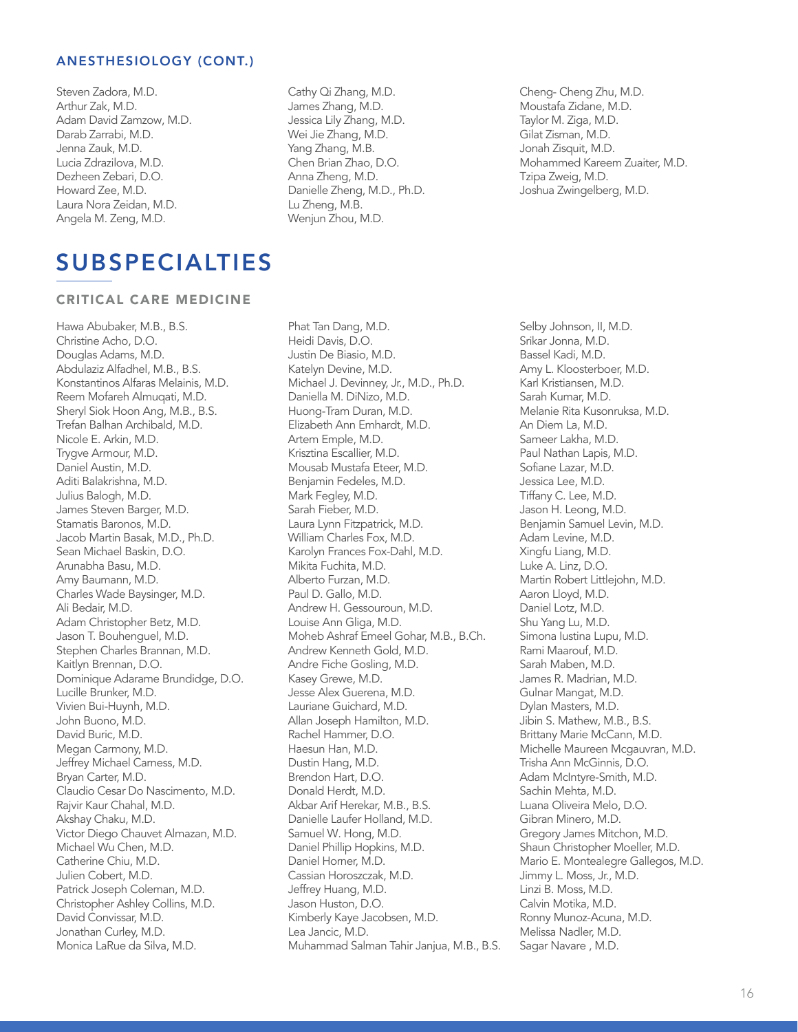### ANESTHESIOLOGY (CONT.)

Steven Zadora, M.D.
Arthur Zak, M.D.
Adam David Zamzow, M.D.
Darab Zarrabi, M.D.
Jenna Zauk, M.D.
Lucia Zdrazilova, M.D.
Dezheen Zebari, D.O.
Howard Zee, M.D.
Laura Nora Zeidan, M.D.
Angela M. Zeng, M.D.
Cathy Qi Zhang, M.D.
James Zhang, M.D.
Jessica Lily Zhang, M.D.
Wei Jie Zhang, M.D.
Yang Zhang, M.B.
Chen Brian Zhao, D.O.
Anna Zheng, M.D.
Danielle Zheng, M.D., Ph.D.
Lu Zheng, M.B.
Wenjun Zhou, M.D.
Cheng- Cheng Zhu, M.D.
Moustafa Zidane, M.D.
Taylor M. Ziga, M.D.
Gilat Zisman, M.D.
Jonah Zisquit, M.D.
Mohammed Kareem Zuaiter, M.D.
Tzipa Zweig, M.D.
Joshua Zwingelberg, M.D.

# SUBSPECIALTIES

### CRITICAL CARE MEDICINE

Hawa Abubaker, M.B., B.S.
Christine Acho, D.O.
Douglas Adams, M.D.
Abdulaziz Alfadhel, M.B., B.S.
Konstantinos Alfaras Melainis, M.D.
Reem Mofareh Almuqati, M.D.
Sheryl Siok Hoon Ang, M.B., B.S.
Trefan Balhan Archibald, M.D.
Nicole E. Arkin, M.D.
Trygve Armour, M.D.
Daniel Austin, M.D.
Aditi Balakrishna, M.D.
Julius Balogh, M.D.
James Steven Barger, M.D.
Stamatis Baronos, M.D.
Jacob Martin Basak, M.D., Ph.D.
Sean Michael Baskin, D.O.
Arunabha Basu, M.D.
Amy Baumann, M.D.
Charles Wade Baysinger, M.D.
Ali Bedair, M.D.
Adam Christopher Betz, M.D.
Jason T. Bouhenguel, M.D.
Stephen Charles Brannan, M.D.
Kaitlyn Brennan, D.O.
Dominique Adarame Brundidge, D.O.
Lucille Brunker, M.D.
Vivien Bui-Huynh, M.D.
John Buono, M.D.
David Buric, M.D.
Megan Carmony, M.D.
Jeffrey Michael Carness, M.D.
Bryan Carter, M.D.
Claudio Cesar Do Nascimento, M.D.
Rajvir Kaur Chahal, M.D.
Akshay Chaku, M.D.
Victor Diego Chauvet Almazan, M.D.
Michael Wu Chen, M.D.
Catherine Chiu, M.D.
Julien Cobert, M.D.
Patrick Joseph Coleman, M.D.
Christopher Ashley Collins, M.D.
David Convissar, M.D.
Jonathan Curley, M.D.
Monica LaRue da Silva, M.D.
Phat Tan Dang, M.D.
Heidi Davis, D.O.
Justin De Biasio, M.D.
Katelyn Devine, M.D.
Michael J. Devinney, Jr., M.D., Ph.D.
Daniella M. DiNizo, M.D.
Huong-Tram Duran, M.D.
Elizabeth Ann Emhardt, M.D.
Artem Emple, M.D.
Krisztina Escallier, M.D.
Mousab Mustafa Eteer, M.D.
Benjamin Fedeles, M.D.
Mark Fegley, M.D.
Sarah Fieber, M.D.
Laura Lynn Fitzpatrick, M.D.
William Charles Fox, M.D.
Karolyn Frances Fox-Dahl, M.D.
Mikita Fuchita, M.D.
Alberto Furzan, M.D.
Paul D. Gallo, M.D.
Andrew H. Gessouroun, M.D.
Louise Ann Gliga, M.D.
Moheb Ashraf Emeel Gohar, M.B., B.Ch.
Andrew Kenneth Gold, M.D.
Andre Fiche Gosling, M.D.
Kasey Grewe, M.D.
Jesse Alex Guerena, M.D.
Lauriane Guichard, M.D.
Allan Joseph Hamilton, M.D.
Rachel Hammer, D.O.
Haesun Han, M.D.
Dustin Hang, M.D.
Brendon Hart, D.O.
Donald Herdt, M.D.
Akbar Arif Herekar, M.B., B.S.
Danielle Laufer Holland, M.D.
Samuel W. Hong, M.D.
Daniel Phillip Hopkins, M.D.
Daniel Horner, M.D.
Cassian Horoszczak, M.D.
Jeffrey Huang, M.D.
Jason Huston, D.O.
Kimberly Kaye Jacobsen, M.D.
Lea Jancic, M.D.
Muhammad Salman Tahir Janjua, M.B., B.S.
Selby Johnson, II, M.D.
Srikar Jonna, M.D.
Bassel Kadi, M.D.
Amy L. Kloosterboer, M.D.
Karl Kristiansen, M.D.
Sarah Kumar, M.D.
Melanie Rita Kusonruksa, M.D.
An Diem La, M.D.
Sameer Lakha, M.D.
Paul Nathan Lapis, M.D.
Sofiane Lazar, M.D.
Jessica Lee, M.D.
Tiffany C. Lee, M.D.
Jason H. Leong, M.D.
Benjamin Samuel Levin, M.D.
Adam Levine, M.D.
Xingfu Liang, M.D.
Luke A. Linz, D.O.
Martin Robert Littlejohn, M.D.
Aaron Lloyd, M.D.
Daniel Lotz, M.D.
Shu Yang Lu, M.D.
Simona Iustina Lupu, M.D.
Rami Maarouf, M.D.
Sarah Maben, M.D.
James R. Madrian, M.D.
Gulnar Mangat, M.D.
Dylan Masters, M.D.
Jibin S. Mathew, M.B., B.S.
Brittany Marie McCann, M.D.
Michelle Maureen Mcgauvran, M.D.
Trisha Ann McGinnis, D.O.
Adam McIntyre-Smith, M.D.
Sachin Mehta, M.D.
Luana Oliveira Melo, D.O.
Gibran Minero, M.D.
Gregory James Mitchon, M.D.
Shaun Christopher Moeller, M.D.
Mario E. Montealegre Gallegos, M.D.
Jimmy L. Moss, Jr., M.D.
Linzi B. Moss, M.D.
Calvin Motika, M.D.
Ronny Munoz-Acuna, M.D.
Melissa Nadler, M.D.
Sagar Navare , M.D.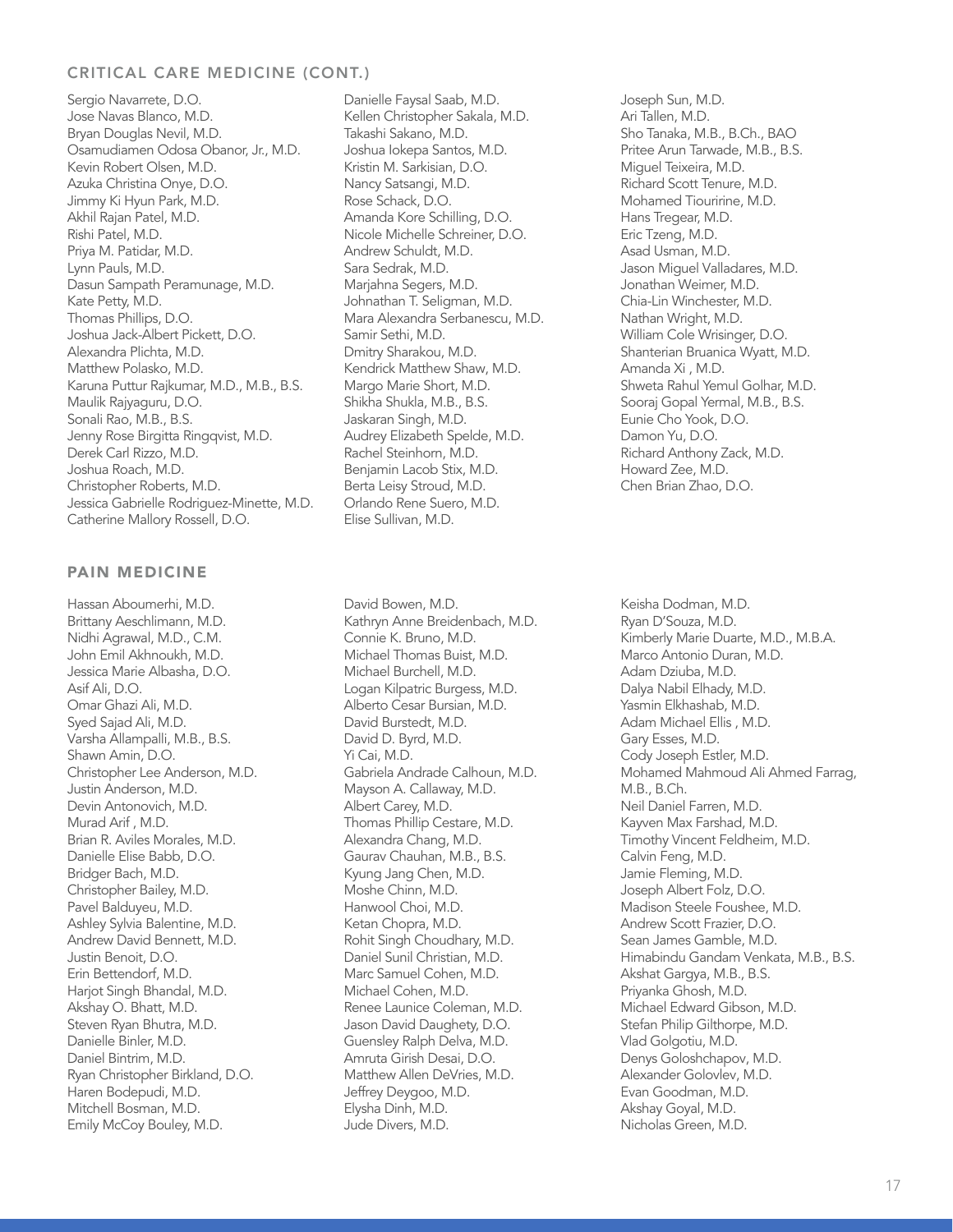## CRITICAL CARE MEDICINE (CONT.)

Sergio Navarrete, D.O.
Jose Navas Blanco, M.D.
Bryan Douglas Nevil, M.D.
Osamudiamen Odosa Obanor, Jr., M.D.
Kevin Robert Olsen, M.D.
Azuka Christina Onye, D.O.
Jimmy Ki Hyun Park, M.D.
Akhil Rajan Patel, M.D.
Rishi Patel, M.D.
Priya M. Patidar, M.D.
Lynn Pauls, M.D.
Dasun Sampath Peramunage, M.D.
Kate Petty, M.D.
Thomas Phillips, D.O.
Joshua Jack-Albert Pickett, D.O.
Alexandra Plichta, M.D.
Matthew Polasko, M.D.
Karuna Puttur Rajkumar, M.D., M.B., B.S.
Maulik Rajyaguru, D.O.
Sonali Rao, M.B., B.S.
Jenny Rose Birgitta Ringqvist, M.D.
Derek Carl Rizzo, M.D.
Joshua Roach, M.D.
Christopher Roberts, M.D.
Jessica Gabrielle Rodriguez-Minette, M.D.
Catherine Mallory Rossell, D.O.
Danielle Faysal Saab, M.D.
Kellen Christopher Sakala, M.D.
Takashi Sakano, M.D.
Joshua Iokepa Santos, M.D.
Kristin M. Sarkisian, D.O.
Nancy Satsangi, M.D.
Rose Schack, D.O.
Amanda Kore Schilling, D.O.
Nicole Michelle Schreiner, D.O.
Andrew Schuldt, M.D.
Sara Sedrak, M.D.
Marjahna Segers, M.D.
Johnathan T. Seligman, M.D.
Mara Alexandra Serbanescu, M.D.
Samir Sethi, M.D.
Dmitry Sharakou, M.D.
Kendrick Matthew Shaw, M.D.
Margo Marie Short, M.D.
Shikha Shukla, M.B., B.S.
Jaskaran Singh, M.D.
Audrey Elizabeth Spelde, M.D.
Rachel Steinhorn, M.D.
Benjamin Lacob Stix, M.D.
Berta Leisy Stroud, M.D.
Orlando Rene Suero, M.D.
Elise Sullivan, M.D.
Joseph Sun, M.D.
Ari Tallen, M.D.
Sho Tanaka, M.B., B.Ch., BAO
Pritee Arun Tarwade, M.B., B.S.
Miguel Teixeira, M.D.
Richard Scott Tenure, M.D.
Mohamed Tiouririne, M.D.
Hans Tregear, M.D.
Eric Tzeng, M.D.
Asad Usman, M.D.
Jason Miguel Valladares, M.D.
Jonathan Weimer, M.D.
Chia-Lin Winchester, M.D.
Nathan Wright, M.D.
William Cole Wrisinger, D.O.
Shanterian Bruanica Wyatt, M.D.
Amanda Xi , M.D.
Shweta Rahul Yemul Golhar, M.D.
Sooraj Gopal Yermal, M.B., B.S.
Eunie Cho Yook, D.O.
Damon Yu, D.O.
Richard Anthony Zack, M.D.
Howard Zee, M.D.
Chen Brian Zhao, D.O.

## PAIN MEDICINE

Hassan Aboumerhi, M.D.
Brittany Aeschlimann, M.D.
Nidhi Agrawal, M.D., C.M.
John Emil Akhnoukh, M.D.
Jessica Marie Albasha, D.O.
Asif Ali, D.O.
Omar Ghazi Ali, M.D.
Syed Sajad Ali, M.D.
Varsha Allampalli, M.B., B.S.
Shawn Amin, D.O.
Christopher Lee Anderson, M.D.
Justin Anderson, M.D.
Devin Antonovich, M.D.
Murad Arif , M.D.
Brian R. Aviles Morales, M.D.
Danielle Elise Babb, D.O.
Bridger Bach, M.D.
Christopher Bailey, M.D.
Pavel Balduyeu, M.D.
Ashley Sylvia Balentine, M.D.
Andrew David Bennett, M.D.
Justin Benoit, D.O.
Erin Bettendorf, M.D.
Harjot Singh Bhandal, M.D.
Akshay O. Bhatt, M.D.
Steven Ryan Bhutra, M.D.
Danielle Binler, M.D.
Daniel Bintrim, M.D.
Ryan Christopher Birkland, D.O.
Haren Bodepudi, M.D.
Mitchell Bosman, M.D.
Emily McCoy Bouley, M.D.
David Bowen, M.D.
Kathryn Anne Breidenbach, M.D.
Connie K. Bruno, M.D.
Michael Thomas Buist, M.D.
Michael Burchell, M.D.
Logan Kilpatric Burgess, M.D.
Alberto Cesar Bursian, M.D.
David Burstedt, M.D.
David D. Byrd, M.D.
Yi Cai, M.D.
Gabriela Andrade Calhoun, M.D.
Mayson A. Callaway, M.D.
Albert Carey, M.D.
Thomas Phillip Cestare, M.D.
Alexandra Chang, M.D.
Gaurav Chauhan, M.B., B.S.
Kyung Jang Chen, M.D.
Moshe Chinn, M.D.
Hanwool Choi, M.D.
Ketan Chopra, M.D.
Rohit Singh Choudhary, M.D.
Daniel Sunil Christian, M.D.
Marc Samuel Cohen, M.D.
Michael Cohen, M.D.
Renee Launice Coleman, M.D.
Jason David Daughety, D.O.
Guensley Ralph Delva, M.D.
Amruta Girish Desai, D.O.
Matthew Allen DeVries, M.D.
Jeffrey Deygoo, M.D.
Elysha Dinh, M.D.
Jude Divers, M.D.
Keisha Dodman, M.D.
Ryan D'Souza, M.D.
Kimberly Marie Duarte, M.D., M.B.A.
Marco Antonio Duran, M.D.
Adam Dziuba, M.D.
Dalya Nabil Elhady, M.D.
Yasmin Elkhashab, M.D.
Adam Michael Ellis , M.D.
Gary Esses, M.D.
Cody Joseph Estler, M.D.
Mohamed Mahmoud Ali Ahmed Farrag, M.B., B.Ch.
Neil Daniel Farren, M.D.
Kayven Max Farshad, M.D.
Timothy Vincent Feldheim, M.D.
Calvin Feng, M.D.
Jamie Fleming, M.D.
Joseph Albert Folz, D.O.
Madison Steele Foushee, M.D.
Andrew Scott Frazier, D.O.
Sean James Gamble, M.D.
Himabindu Gandam Venkata, M.B., B.S.
Akshat Gargya, M.B., B.S.
Priyanka Ghosh, M.D.
Michael Edward Gibson, M.D.
Stefan Philip Gilthorpe, M.D.
Vlad Golgotiu, M.D.
Denys Goloshchapov, M.D.
Alexander Golovlev, M.D.
Evan Goodman, M.D.
Akshay Goyal, M.D.
Nicholas Green, M.D.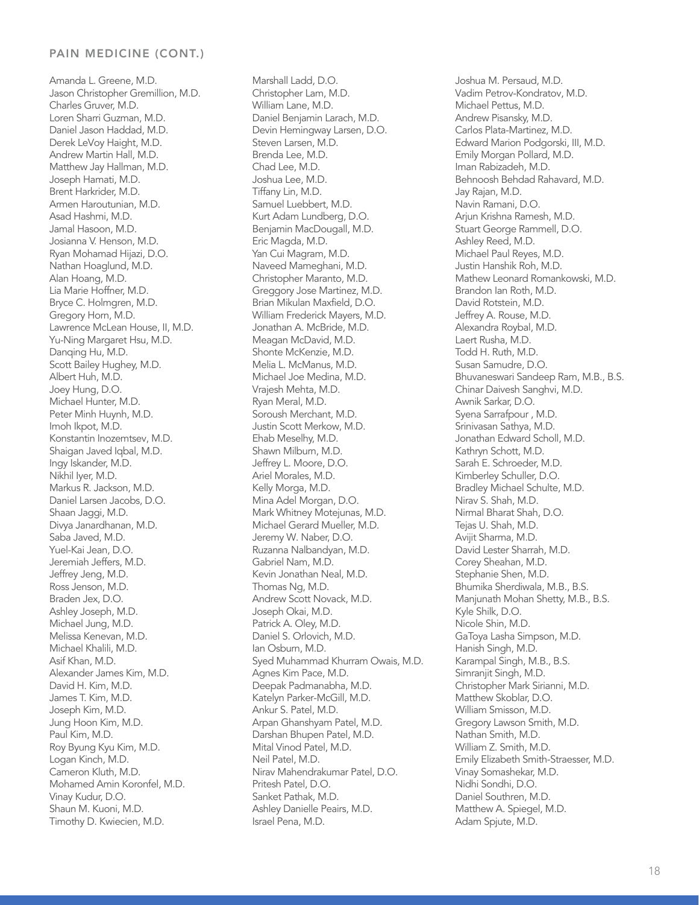## PAIN MEDICINE (CONT.)

Amanda L. Greene, M.D.
Jason Christopher Gremillion, M.D.
Charles Gruver, M.D.
Loren Sharri Guzman, M.D.
Daniel Jason Haddad, M.D.
Derek LeVoy Haight, M.D.
Andrew Martin Hall, M.D.
Matthew Jay Hallman, M.D.
Joseph Hamati, M.D.
Brent Harkrider, M.D.
Armen Haroutunian, M.D.
Asad Hashmi, M.D.
Jamal Hasoon, M.D.
Josianna V. Henson, M.D.
Ryan Mohamad Hijazi, D.O.
Nathan Hoaglund, M.D.
Alan Hoang, M.D.
Lia Marie Hoffner, M.D.
Bryce C. Holmgren, M.D.
Gregory Horn, M.D.
Lawrence McLean House, II, M.D.
Yu-Ning Margaret Hsu, M.D.
Danqing Hu, M.D.
Scott Bailey Hughey, M.D.
Albert Huh, M.D.
Joey Hung, D.O.
Michael Hunter, M.D.
Peter Minh Huynh, M.D.
Imoh Ikpot, M.D.
Konstantin Inozemtsev, M.D.
Shaigan Javed Iqbal, M.D.
Ingy Iskander, M.D.
Nikhil Iyer, M.D.
Markus R. Jackson, M.D.
Daniel Larsen Jacobs, D.O.
Shaan Jaggi, M.D.
Divya Janardhanan, M.D.
Saba Javed, M.D.
Yuel-Kai Jean, D.O.
Jeremiah Jeffers, M.D.
Jeffrey Jeng, M.D.
Ross Jenson, M.D.
Braden Jex, D.O.
Ashley Joseph, M.D.
Michael Jung, M.D.
Melissa Kenevan, M.D.
Michael Khalili, M.D.
Asif Khan, M.D.
Alexander James Kim, M.D.
David H. Kim, M.D.
James T. Kim, M.D.
Joseph Kim, M.D.
Jung Hoon Kim, M.D.
Paul Kim, M.D.
Roy Byung Kyu Kim, M.D.
Logan Kinch, M.D.
Cameron Kluth, M.D.
Mohamed Amin Koronfel, M.D.
Vinay Kudur, D.O.
Shaun M. Kuoni, M.D.
Timothy D. Kwiecien, M.D.
Marshall Ladd, D.O.
Christopher Lam, M.D.
William Lane, M.D.
Daniel Benjamin Larach, M.D.
Devin Hemingway Larsen, D.O.
Steven Larsen, M.D.
Brenda Lee, M.D.
Chad Lee, M.D.
Joshua Lee, M.D.
Tiffany Lin, M.D.
Samuel Luebbert, M.D.
Kurt Adam Lundberg, D.O.
Benjamin MacDougall, M.D.
Eric Magda, M.D.
Yan Cui Magram, M.D.
Naveed Mameghani, M.D.
Christopher Maranto, M.D.
Greggory Jose Martinez, M.D.
Brian Mikulan Maxfield, D.O.
William Frederick Mayers, M.D.
Jonathan A. McBride, M.D.
Meagan McDavid, M.D.
Shonte McKenzie, M.D.
Melia L. McManus, M.D.
Michael Joe Medina, M.D.
Vrajesh Mehta, M.D.
Ryan Meral, M.D.
Soroush Merchant, M.D.
Justin Scott Merkow, M.D.
Ehab Meselhy, M.D.
Shawn Milburn, M.D.
Jeffrey L. Moore, D.O.
Ariel Morales, M.D.
Kelly Morga, M.D.
Mina Adel Morgan, D.O.
Mark Whitney Motejunas, M.D.
Michael Gerard Mueller, M.D.
Jeremy W. Naber, D.O.
Ruzanna Nalbandyan, M.D.
Gabriel Nam, M.D.
Kevin Jonathan Neal, M.D.
Thomas Ng, M.D.
Andrew Scott Novack, M.D.
Joseph Okai, M.D.
Patrick A. Oley, M.D.
Daniel S. Orlovich, M.D.
Ian Osburn, M.D.
Syed Muhammad Khurram Owais, M.D.
Agnes Kim Pace, M.D.
Deepak Padmanabha, M.D.
Katelyn Parker-McGill, M.D.
Ankur S. Patel, M.D.
Arpan Ghanshyam Patel, M.D.
Darshan Bhupen Patel, M.D.
Mital Vinod Patel, M.D.
Neil Patel, M.D.
Nirav Mahendrakumar Patel, D.O.
Pritesh Patel, D.O.
Sanket Pathak, M.D.
Ashley Danielle Peairs, M.D.
Israel Pena, M.D.
Joshua M. Persaud, M.D.
Vadim Petrov-Kondratov, M.D.
Michael Pettus, M.D.
Andrew Pisansky, M.D.
Carlos Plata-Martinez, M.D.
Edward Marion Podgorski, III, M.D.
Emily Morgan Pollard, M.D.
Iman Rabizadeh, M.D.
Behnoosh Behdad Rahavard, M.D.
Jay Rajan, M.D.
Navin Ramani, D.O.
Arjun Krishna Ramesh, M.D.
Stuart George Rammell, D.O.
Ashley Reed, M.D.
Michael Paul Reyes, M.D.
Justin Hanshik Roh, M.D.
Mathew Leonard Romankowski, M.D.
Brandon Ian Roth, M.D.
David Rotstein, M.D.
Jeffrey A. Rouse, M.D.
Alexandra Roybal, M.D.
Laert Rusha, M.D.
Todd H. Ruth, M.D.
Susan Samudre, D.O.
Bhuvaneswari Sandeep Ram, M.B., B.S.
Chinar Daivesh Sanghvi, M.D.
Awnik Sarkar, D.O.
Syena Sarrafpour , M.D.
Srinivasan Sathya, M.D.
Jonathan Edward Scholl, M.D.
Kathryn Schott, M.D.
Sarah E. Schroeder, M.D.
Kimberley Schuller, D.O.
Bradley Michael Schulte, M.D.
Nirav S. Shah, M.D.
Nirmal Bharat Shah, D.O.
Tejas U. Shah, M.D.
Avijit Sharma, M.D.
David Lester Sharrah, M.D.
Corey Sheahan, M.D.
Stephanie Shen, M.D.
Bhumika Sherdiwala, M.B., B.S.
Manjunath Mohan Shetty, M.B., B.S.
Kyle Shilk, D.O.
Nicole Shin, M.D.
GaToya Lasha Simpson, M.D.
Hanish Singh, M.D.
Karampal Singh, M.B., B.S.
Simranjit Singh, M.D.
Christopher Mark Sirianni, M.D.
Matthew Skoblar, D.O.
William Smisson, M.D.
Gregory Lawson Smith, M.D.
Nathan Smith, M.D.
William Z. Smith, M.D.
Emily Elizabeth Smith-Straesser, M.D.
Vinay Somashekar, M.D.
Nidhi Sondhi, D.O.
Daniel Southren, M.D.
Matthew A. Spiegel, M.D.
Adam Spjute, M.D.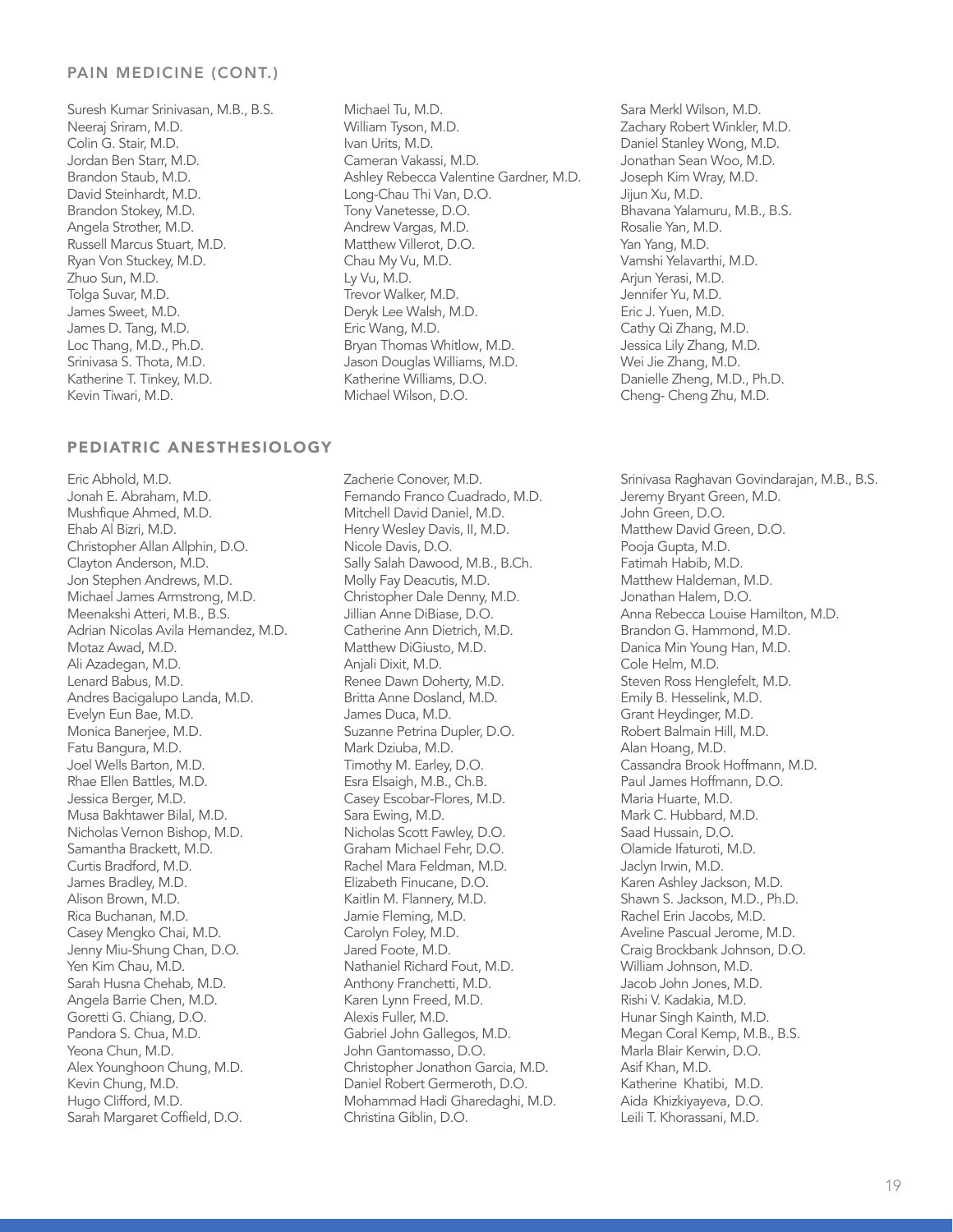## PAIN MEDICINE (CONT.)

Suresh Kumar Srinivasan, M.B., B.S.
Neeraj Sriram, M.D.
Colin G. Stair, M.D.
Jordan Ben Starr, M.D.
Brandon Staub, M.D.
David Steinhardt, M.D.
Brandon Stokey, M.D.
Angela Strother, M.D.
Russell Marcus Stuart, M.D.
Ryan Von Stuckey, M.D.
Zhuo Sun, M.D.
Tolga Suvar, M.D.
James Sweet, M.D.
James D. Tang, M.D.
Loc Thang, M.D., Ph.D.
Srinivasa S. Thota, M.D.
Katherine T. Tinkey, M.D.
Kevin Tiwari, M.D.
Michael Tu, M.D.
William Tyson, M.D.
Ivan Urits, M.D.
Cameran Vakassi, M.D.
Ashley Rebecca Valentine Gardner, M.D.
Long-Chau Thi Van, D.O.
Tony Vanetesse, D.O.
Andrew Vargas, M.D.
Matthew Villerot, D.O.
Chau My Vu, M.D.
Ly Vu, M.D.
Trevor Walker, M.D.
Deryk Lee Walsh, M.D.
Eric Wang, M.D.
Bryan Thomas Whitlow, M.D.
Jason Douglas Williams, M.D.
Katherine Williams, D.O.
Michael Wilson, D.O.
Sara Merkl Wilson, M.D.
Zachary Robert Winkler, M.D.
Daniel Stanley Wong, M.D.
Jonathan Sean Woo, M.D.
Joseph Kim Wray, M.D.
Jijun Xu, M.D.
Bhavana Yalamuru, M.B., B.S.
Rosalie Yan, M.D.
Yan Yang, M.D.
Vamshi Yelavarthi, M.D.
Arjun Yerasi, M.D.
Jennifer Yu, M.D.
Eric J. Yuen, M.D.
Cathy Qi Zhang, M.D.
Jessica Lily Zhang, M.D.
Wei Jie Zhang, M.D.
Danielle Zheng, M.D., Ph.D.
Cheng- Cheng Zhu, M.D.

## PEDIATRIC ANESTHESIOLOGY

Eric Abhold, M.D.
Jonah E. Abraham, M.D.
Mushfique Ahmed, M.D.
Ehab Al Bizri, M.D.
Christopher Allan Allphin, D.O.
Clayton Anderson, M.D.
Jon Stephen Andrews, M.D.
Michael James Armstrong, M.D.
Meenakshi Atteri, M.B., B.S.
Adrian Nicolas Avila Hernandez, M.D.
Motaz Awad, M.D.
Ali Azadegan, M.D.
Lenard Babus, M.D.
Andres Bacigalupo Landa, M.D.
Evelyn Eun Bae, M.D.
Monica Banerjee, M.D.
Fatu Bangura, M.D.
Joel Wells Barton, M.D.
Rhae Ellen Battles, M.D.
Jessica Berger, M.D.
Musa Bakhtawer Bilal, M.D.
Nicholas Vernon Bishop, M.D.
Samantha Brackett, M.D.
Curtis Bradford, M.D.
James Bradley, M.D.
Alison Brown, M.D.
Rica Buchanan, M.D.
Casey Mengko Chai, M.D.
Jenny Miu-Shung Chan, D.O.
Yen Kim Chau, M.D.
Sarah Husna Chehab, M.D.
Angela Barrie Chen, M.D.
Goretti G. Chiang, D.O.
Pandora S. Chua, M.D.
Yeona Chun, M.D.
Alex Younghoon Chung, M.D.
Kevin Chung, M.D.
Hugo Clifford, M.D.
Sarah Margaret Coffield, D.O.
Zacherie Conover, M.D.
Fernando Franco Cuadrado, M.D.
Mitchell David Daniel, M.D.
Henry Wesley Davis, II, M.D.
Nicole Davis, D.O.
Sally Salah Dawood, M.B., B.Ch.
Molly Fay Deacutis, M.D.
Christopher Dale Denny, M.D.
Jillian Anne DiBiase, D.O.
Catherine Ann Dietrich, M.D.
Matthew DiGiusto, M.D.
Anjali Dixit, M.D.
Renee Dawn Doherty, M.D.
Britta Anne Dosland, M.D.
James Duca, M.D.
Suzanne Petrina Dupler, D.O.
Mark Dziuba, M.D.
Timothy M. Earley, D.O.
Esra Elsaigh, M.B., Ch.B.
Casey Escobar-Flores, M.D.
Sara Ewing, M.D.
Nicholas Scott Fawley, D.O.
Graham Michael Fehr, D.O.
Rachel Mara Feldman, M.D.
Elizabeth Finucane, D.O.
Kaitlin M. Flannery, M.D.
Jamie Fleming, M.D.
Carolyn Foley, M.D.
Jared Foote, M.D.
Nathaniel Richard Fout, M.D.
Anthony Franchetti, M.D.
Karen Lynn Freed, M.D.
Alexis Fuller, M.D.
Gabriel John Gallegos, M.D.
John Gantomasso, D.O.
Christopher Jonathon Garcia, M.D.
Daniel Robert Germeroth, D.O.
Mohammad Hadi Gharedaghi, M.D.
Christina Giblin, D.O.
Srinivasa Raghavan Govindarajan, M.B., B.S.
Jeremy Bryant Green, M.D.
John Green, D.O.
Matthew David Green, D.O.
Pooja Gupta, M.D.
Fatimah Habib, M.D.
Matthew Haldeman, M.D.
Jonathan Halem, D.O.
Anna Rebecca Louise Hamilton, M.D.
Brandon G. Hammond, M.D.
Danica Min Young Han, M.D.
Cole Helm, M.D.
Steven Ross Henglefelt, M.D.
Emily B. Hesselink, M.D.
Grant Heydinger, M.D.
Robert Balmain Hill, M.D.
Alan Hoang, M.D.
Cassandra Brook Hoffmann, M.D.
Paul James Hoffmann, D.O.
Maria Huarte, M.D.
Mark C. Hubbard, M.D.
Saad Hussain, D.O.
Olamide Ifaturoti, M.D.
Jaclyn Irwin, M.D.
Karen Ashley Jackson, M.D.
Shawn S. Jackson, M.D., Ph.D.
Rachel Erin Jacobs, M.D.
Aveline Pascual Jerome, M.D.
Craig Brockbank Johnson, D.O.
William Johnson, M.D.
Jacob John Jones, M.D.
Rishi V. Kadakia, M.D.
Hunar Singh Kainth, M.D.
Megan Coral Kemp, M.B., B.S.
Marla Blair Kerwin, D.O.
Asif Khan, M.D.
Katherine Khatibi, M.D.
Aida Khizkiyayeva, D.O.
Leili T. Khorassani, M.D.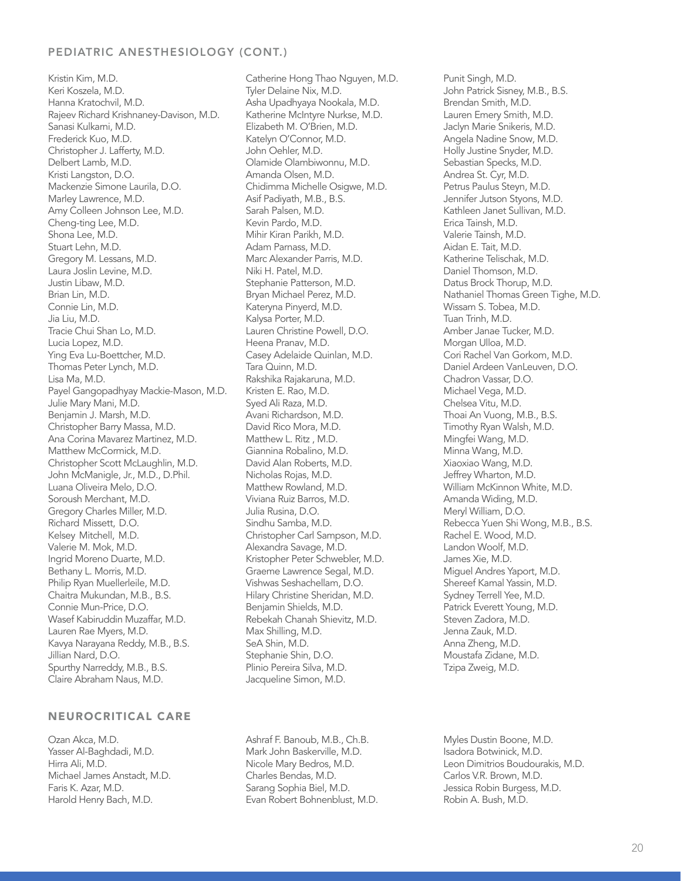## PEDIATRIC ANESTHESIOLOGY (CONT.)

Kristin Kim, M.D.
Keri Koszela, M.D.
Hanna Kratochvil, M.D.
Rajeev Richard Krishnaney-Davison, M.D.
Sanasi Kulkarni, M.D.
Frederick Kuo, M.D.
Christopher J. Lafferty, M.D.
Delbert Lamb, M.D.
Kristi Langston, D.O.
Mackenzie Simone Laurila, D.O.
Marley Lawrence, M.D.
Amy Colleen Johnson Lee, M.D.
Cheng-ting Lee, M.D.
Shona Lee, M.D.
Stuart Lehn, M.D.
Gregory M. Lessans, M.D.
Laura Joslin Levine, M.D.
Justin Libaw, M.D.
Brian Lin, M.D.
Connie Lin, M.D.
Jia Liu, M.D.
Tracie Chui Shan Lo, M.D.
Lucia Lopez, M.D.
Ying Eva Lu-Boettcher, M.D.
Thomas Peter Lynch, M.D.
Lisa Ma, M.D.
Payel Gangopadhyay Mackie-Mason, M.D.
Julie Mary Mani, M.D.
Benjamin J. Marsh, M.D.
Christopher Barry Massa, M.D.
Ana Corina Mavarez Martinez, M.D.
Matthew McCormick, M.D.
Christopher Scott McLaughlin, M.D.
John McManigle, Jr., M.D., D.Phil.
Luana Oliveira Melo, D.O.
Soroush Merchant, M.D.
Gregory Charles Miller, M.D.
Richard Missett, D.O.
Kelsey Mitchell, M.D.
Valerie M. Mok, M.D.
Ingrid Moreno Duarte, M.D.
Bethany L. Morris, M.D.
Philip Ryan Muellerleile, M.D.
Chaitra Mukundan, M.B., B.S.
Connie Mun-Price, D.O.
Wasef Kabiruddin Muzaffar, M.D.
Lauren Rae Myers, M.D.
Kavya Narayana Reddy, M.B., B.S.
Jillian Nard, D.O.
Spurthy Narreddy, M.B., B.S.
Claire Abraham Naus, M.D.
Catherine Hong Thao Nguyen, M.D.
Tyler Delaine Nix, M.D.
Asha Upadhyaya Nookala, M.D.
Katherine McIntyre Nurkse, M.D.
Elizabeth M. O'Brien, M.D.
Katelyn O'Connor, M.D.
John Oehler, M.D.
Olamide Olambiwonnu, M.D.
Amanda Olsen, M.D.
Chidimma Michelle Osigwe, M.D.
Asif Padiyath, M.B., B.S.
Sarah Palsen, M.D.
Kevin Pardo, M.D.
Mihir Kiran Parikh, M.D.
Adam Parnass, M.D.
Marc Alexander Parris, M.D.
Niki H. Patel, M.D.
Stephanie Patterson, M.D.
Bryan Michael Perez, M.D.
Kateryna Pinyerd, M.D.
Kalysa Porter, M.D.
Lauren Christine Powell, D.O.
Heena Pranav, M.D.
Casey Adelaide Quinlan, M.D.
Tara Quinn, M.D.
Rakshika Rajakaruna, M.D.
Kristen E. Rao, M.D.
Syed Ali Raza, M.D.
Avani Richardson, M.D.
David Rico Mora, M.D.
Matthew L. Ritz , M.D.
Giannina Robalino, M.D.
David Alan Roberts, M.D.
Nicholas Rojas, M.D.
Matthew Rowland, M.D.
Viviana Ruiz Barros, M.D.
Julia Rusina, D.O.
Sindhu Samba, M.D.
Christopher Carl Sampson, M.D.
Alexandra Savage, M.D.
Kristopher Peter Schwebler, M.D.
Graeme Lawrence Segal, M.D.
Vishwas Seshachellam, D.O.
Hilary Christine Sheridan, M.D.
Benjamin Shields, M.D.
Rebekah Chanah Shievitz, M.D.
Max Shilling, M.D.
SeA Shin, M.D.
Stephanie Shin, D.O.
Plinio Pereira Silva, M.D.
Jacqueline Simon, M.D.
Punit Singh, M.D.
John Patrick Sisney, M.B., B.S.
Brendan Smith, M.D.
Lauren Emery Smith, M.D.
Jaclyn Marie Snikeris, M.D.
Angela Nadine Snow, M.D.
Holly Justine Snyder, M.D.
Sebastian Specks, M.D.
Andrea St. Cyr, M.D.
Petrus Paulus Steyn, M.D.
Jennifer Jutson Styons, M.D.
Kathleen Janet Sullivan, M.D.
Erica Tainsh, M.D.
Valerie Tainsh, M.D.
Aidan E. Tait, M.D.
Katherine Telischak, M.D.
Daniel Thomson, M.D.
Datus Brock Thorup, M.D.
Nathaniel Thomas Green Tighe, M.D.
Wissam S. Tobea, M.D.
Tuan Trinh, M.D.
Amber Janae Tucker, M.D.
Morgan Ulloa, M.D.
Cori Rachel Van Gorkom, M.D.
Daniel Ardeen VanLeuven, D.O.
Chadron Vassar, D.O.
Michael Vega, M.D.
Chelsea Vitu, M.D.
Thoai An Vuong, M.B., B.S.
Timothy Ryan Walsh, M.D.
Mingfei Wang, M.D.
Minna Wang, M.D.
Xiaoxiao Wang, M.D.
Jeffrey Wharton, M.D.
William McKinnon White, M.D.
Amanda Widing, M.D.
Meryl William, D.O.
Rebecca Yuen Shi Wong, M.B., B.S.
Rachel E. Wood, M.D.
Landon Woolf, M.D.
James Xie, M.D.
Miguel Andres Yaport, M.D.
Shereef Kamal Yassin, M.D.
Sydney Terrell Yee, M.D.
Patrick Everett Young, M.D.
Steven Zadora, M.D.
Jenna Zauk, M.D.
Anna Zheng, M.D.
Moustafa Zidane, M.D.
Tzipa Zweig, M.D.

## NEUROCRITICAL CARE

Ozan Akca, M.D.
Yasser Al-Baghdadi, M.D.
Hirra Ali, M.D.
Michael James Anstadt, M.D.
Faris K. Azar, M.D.
Harold Henry Bach, M.D.
Ashraf F. Banoub, M.B., Ch.B.
Mark John Baskerville, M.D.
Nicole Mary Bedros, M.D.
Charles Bendas, M.D.
Sarang Sophia Biel, M.D.
Evan Robert Bohnenblust, M.D.
Myles Dustin Boone, M.D.
Isadora Botwinick, M.D.
Leon Dimitrios Boudourakis, M.D.
Carlos V.R. Brown, M.D.
Jessica Robin Burgess, M.D.
Robin A. Bush, M.D.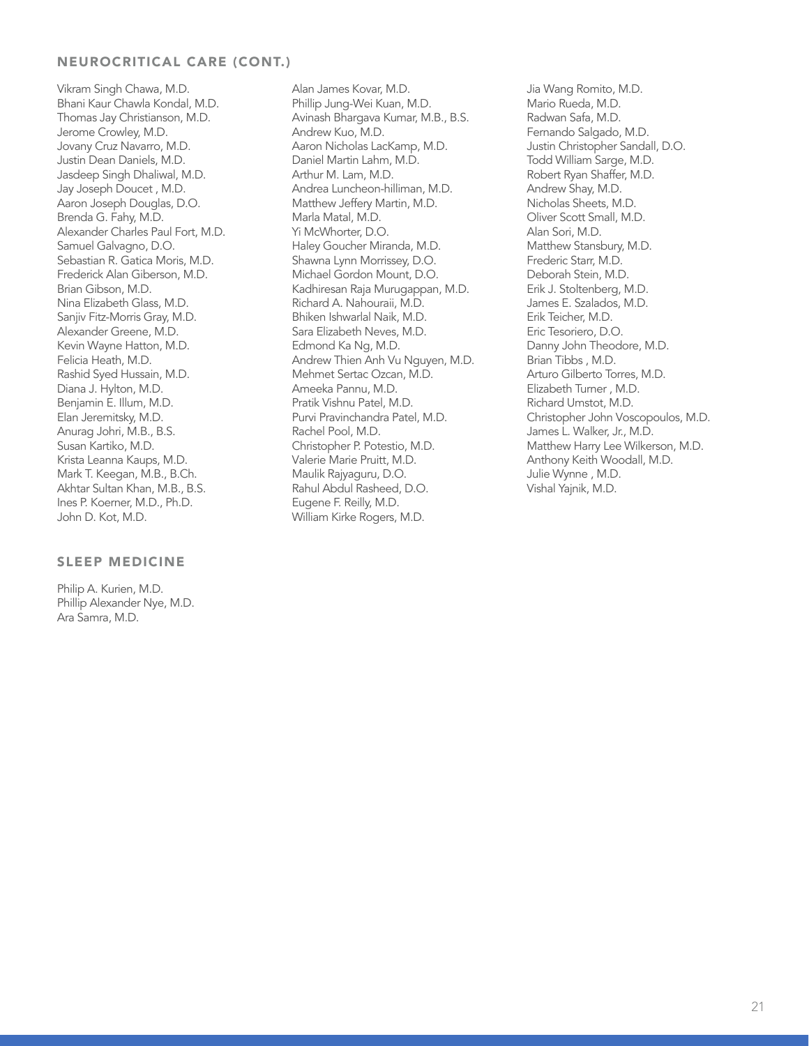## NEUROCRITICAL CARE (CONT.)

Vikram Singh Chawa, M.D.
Bhani Kaur Chawla Kondal, M.D.
Thomas Jay Christianson, M.D.
Jerome Crowley, M.D.
Jovany Cruz Navarro, M.D.
Justin Dean Daniels, M.D.
Jasdeep Singh Dhaliwal, M.D.
Jay Joseph Doucet , M.D.
Aaron Joseph Douglas, D.O.
Brenda G. Fahy, M.D.
Alexander Charles Paul Fort, M.D.
Samuel Galvagno, D.O.
Sebastian R. Gatica Moris, M.D.
Frederick Alan Giberson, M.D.
Brian Gibson, M.D.
Nina Elizabeth Glass, M.D.
Sanjiv Fitz-Morris Gray, M.D.
Alexander Greene, M.D.
Kevin Wayne Hatton, M.D.
Felicia Heath, M.D.
Rashid Syed Hussain, M.D.
Diana J. Hylton, M.D.
Benjamin E. Illum, M.D.
Elan Jeremitsky, M.D.
Anurag Johri, M.B., B.S.
Susan Kartiko, M.D.
Krista Leanna Kaups, M.D.
Mark T. Keegan, M.B., B.Ch.
Akhtar Sultan Khan, M.B., B.S.
Ines P. Koerner, M.D., Ph.D.
John D. Kot, M.D.
Alan James Kovar, M.D.
Phillip Jung-Wei Kuan, M.D.
Avinash Bhargava Kumar, M.B., B.S.
Andrew Kuo, M.D.
Aaron Nicholas LacKamp, M.D.
Daniel Martin Lahm, M.D.
Arthur M. Lam, M.D.
Andrea Luncheon-hilliman, M.D.
Matthew Jeffery Martin, M.D.
Marla Matal, M.D.
Yi McWhorter, D.O.
Haley Goucher Miranda, M.D.
Shawna Lynn Morrissey, D.O.
Michael Gordon Mount, D.O.
Kadhiresan Raja Murugappan, M.D.
Richard A. Nahouraii, M.D.
Bhiken Ishwarlal Naik, M.D.
Sara Elizabeth Neves, M.D.
Edmond Ka Ng, M.D.
Andrew Thien Anh Vu Nguyen, M.D.
Mehmet Sertac Ozcan, M.D.
Ameeka Pannu, M.D.
Pratik Vishnu Patel, M.D.
Purvi Pravinchandra Patel, M.D.
Rachel Pool, M.D.
Christopher P. Potestio, M.D.
Valerie Marie Pruitt, M.D.
Maulik Rajyaguru, D.O.
Rahul Abdul Rasheed, D.O.
Eugene F. Reilly, M.D.
William Kirke Rogers, M.D.
Jia Wang Romito, M.D.
Mario Rueda, M.D.
Radwan Safa, M.D.
Fernando Salgado, M.D.
Justin Christopher Sandall, D.O.
Todd William Sarge, M.D.
Robert Ryan Shaffer, M.D.
Andrew Shay, M.D.
Nicholas Sheets, M.D.
Oliver Scott Small, M.D.
Alan Sori, M.D.
Matthew Stansbury, M.D.
Frederic Starr, M.D.
Deborah Stein, M.D.
Erik J. Stoltenberg, M.D.
James E. Szalados, M.D.
Erik Teicher, M.D.
Eric Tesoriero, D.O.
Danny John Theodore, M.D.
Brian Tibbs , M.D.
Arturo Gilberto Torres, M.D.
Elizabeth Turner , M.D.
Richard Umstot, M.D.
Christopher John Voscopoulos, M.D.
James L. Walker, Jr., M.D.
Matthew Harry Lee Wilkerson, M.D.
Anthony Keith Woodall, M.D.
Julie Wynne , M.D.
Vishal Yajnik, M.D.

## SLEEP MEDICINE

Philip A. Kurien, M.D.
Phillip Alexander Nye, M.D.
Ara Samra, M.D.